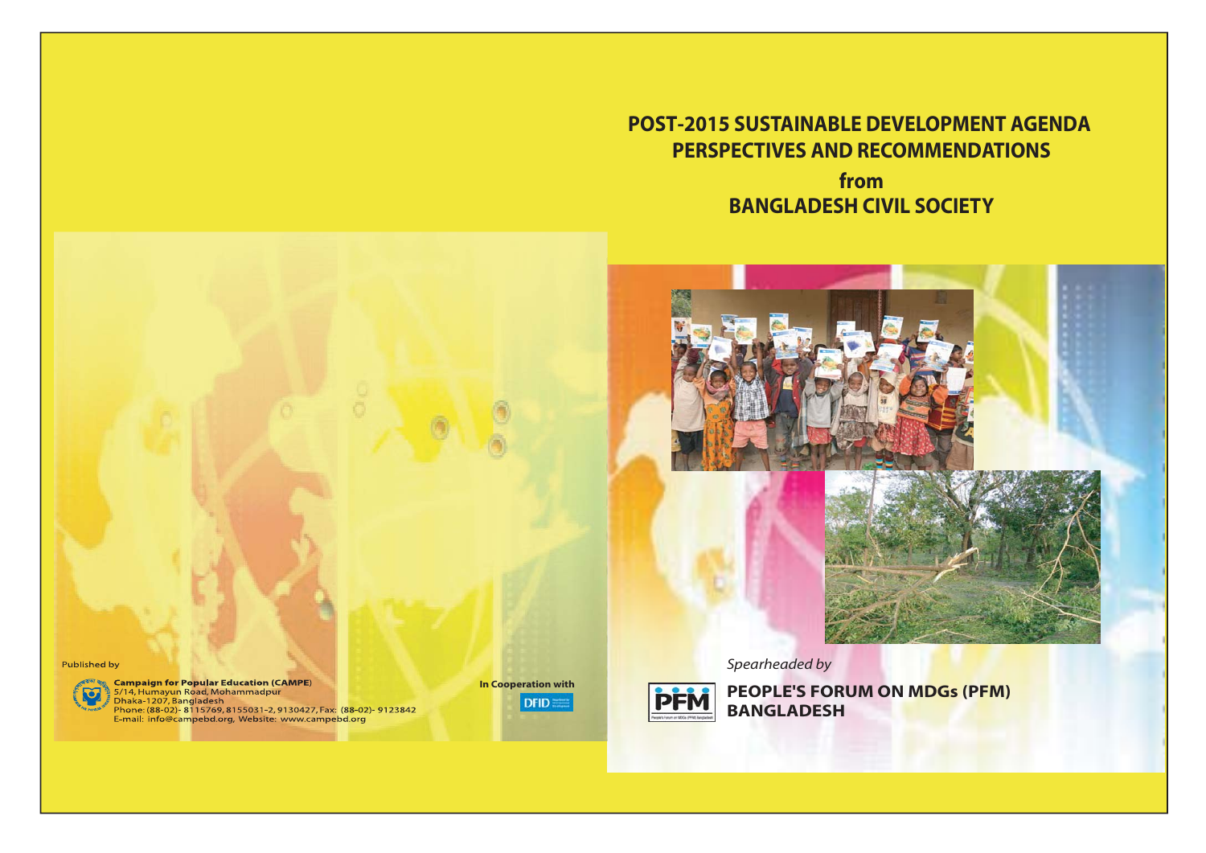# POST-2015 SUSTAINABLE DEVELOPMENT AGENDA PERSPECTIVES AND RECOMMENDATIONS

## from

## BANGLADESH CIVIL SOCIETY

*Spearheaded by*

**PEOPLE'S FORUM ON MDGs (PFM) BANGLADESH**

Published by

**Campaign for Popular Education (CAMPE)**
5/14, Humayun Road, Mohammadpur
Dhaka-1207, Bangladesh
Phone: (88-02)- 8115769, 8155031-2, 9130427, Fax: (88-02)- 9123842
E-mail: info@campebd.org, Website: www.campebd.org

**In Cooperation with**

DFID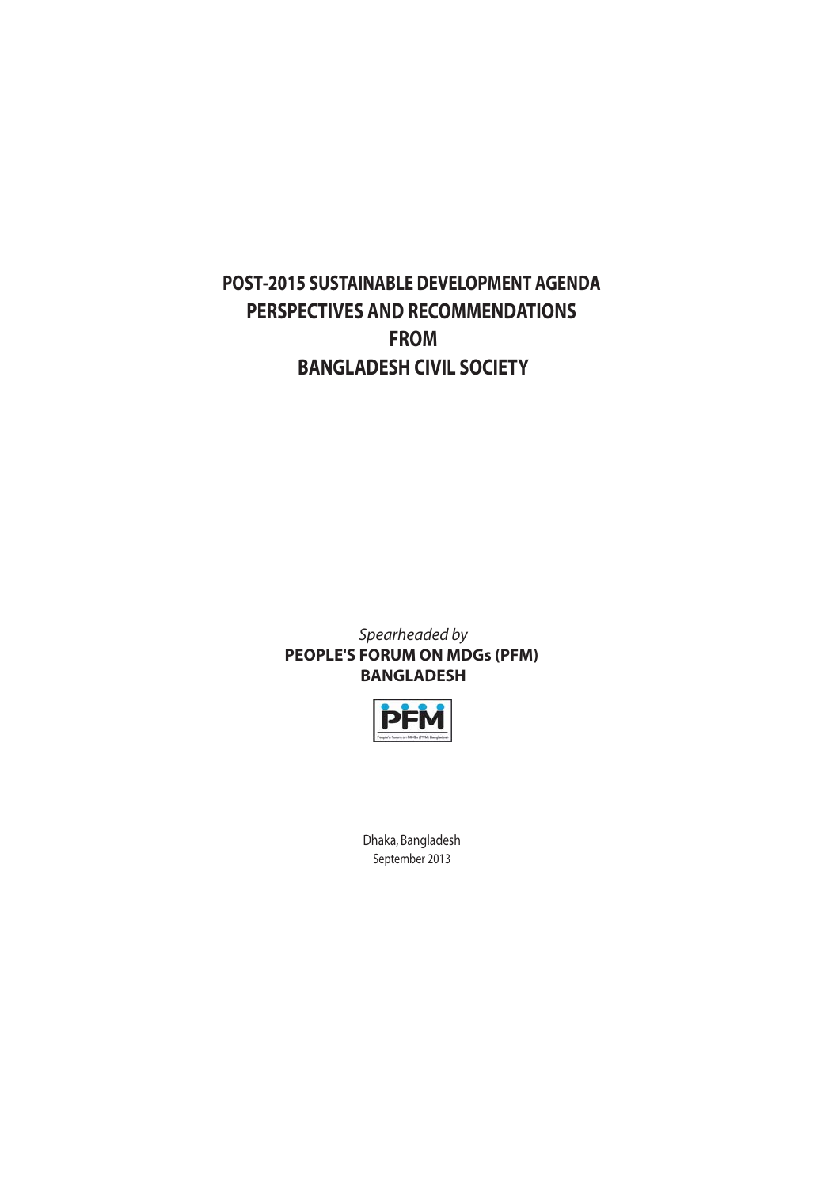# POST-2015 SUSTAINABLE DEVELOPMENT AGENDA PERSPECTIVES AND RECOMMENDATIONS FROM BANGLADESH CIVIL SOCIETY

*Spearheaded by*

**PEOPLE'S FORUM ON MDGs (PFM) BANGLADESH**

Dhaka, Bangladesh

September 2013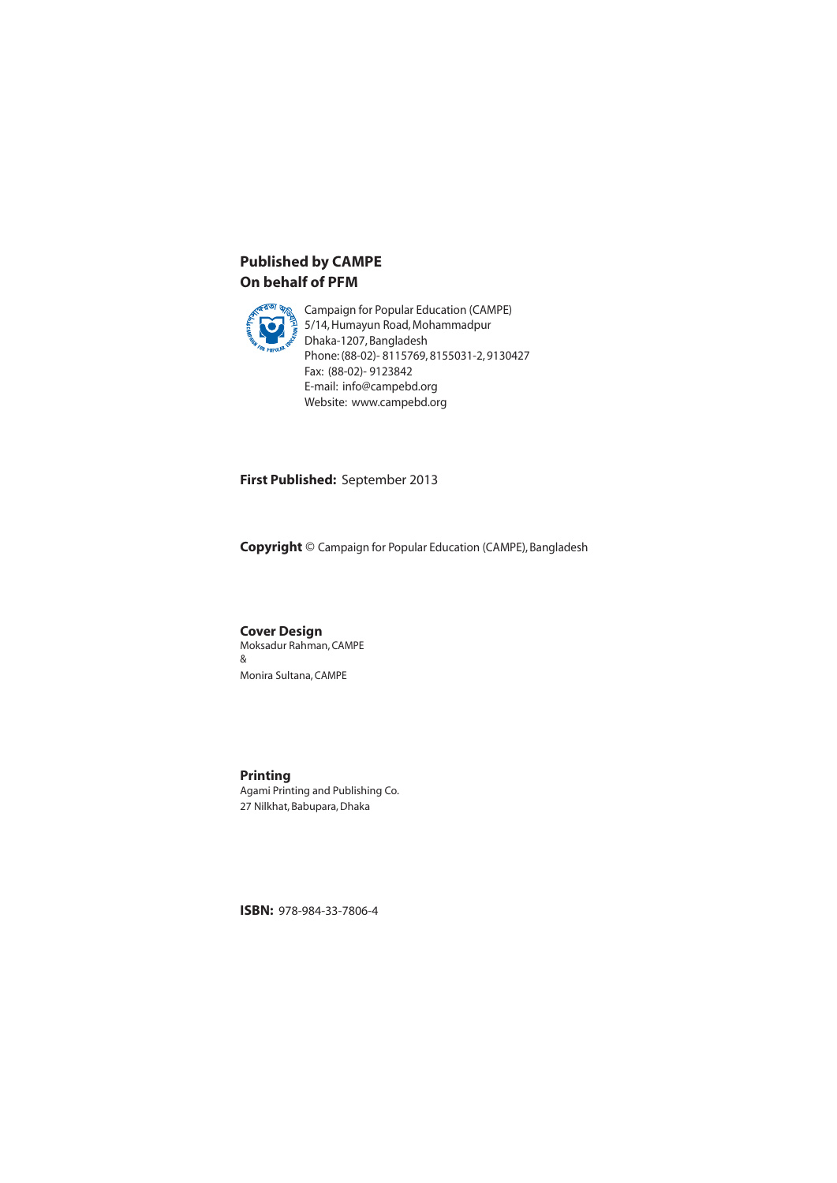**Published by CAMPE**
**On behalf of PFM**

Campaign for Popular Education (CAMPE)
5/14, Humayun Road, Mohammadpur
Dhaka-1207, Bangladesh
Phone: (88-02)- 8115769, 8155031-2, 9130427
Fax: (88-02)- 9123842
E-mail: info@campebd.org
Website: www.campebd.org

**First Published:** September 2013

**Copyright** © Campaign for Popular Education (CAMPE), Bangladesh

**Cover Design**
Moksadur Rahman, CAMPE
&
Monira Sultana, CAMPE

**Printing**
Agami Printing and Publishing Co.
27 Nilkhat, Babupara, Dhaka

**ISBN:** 978-984-33-7806-4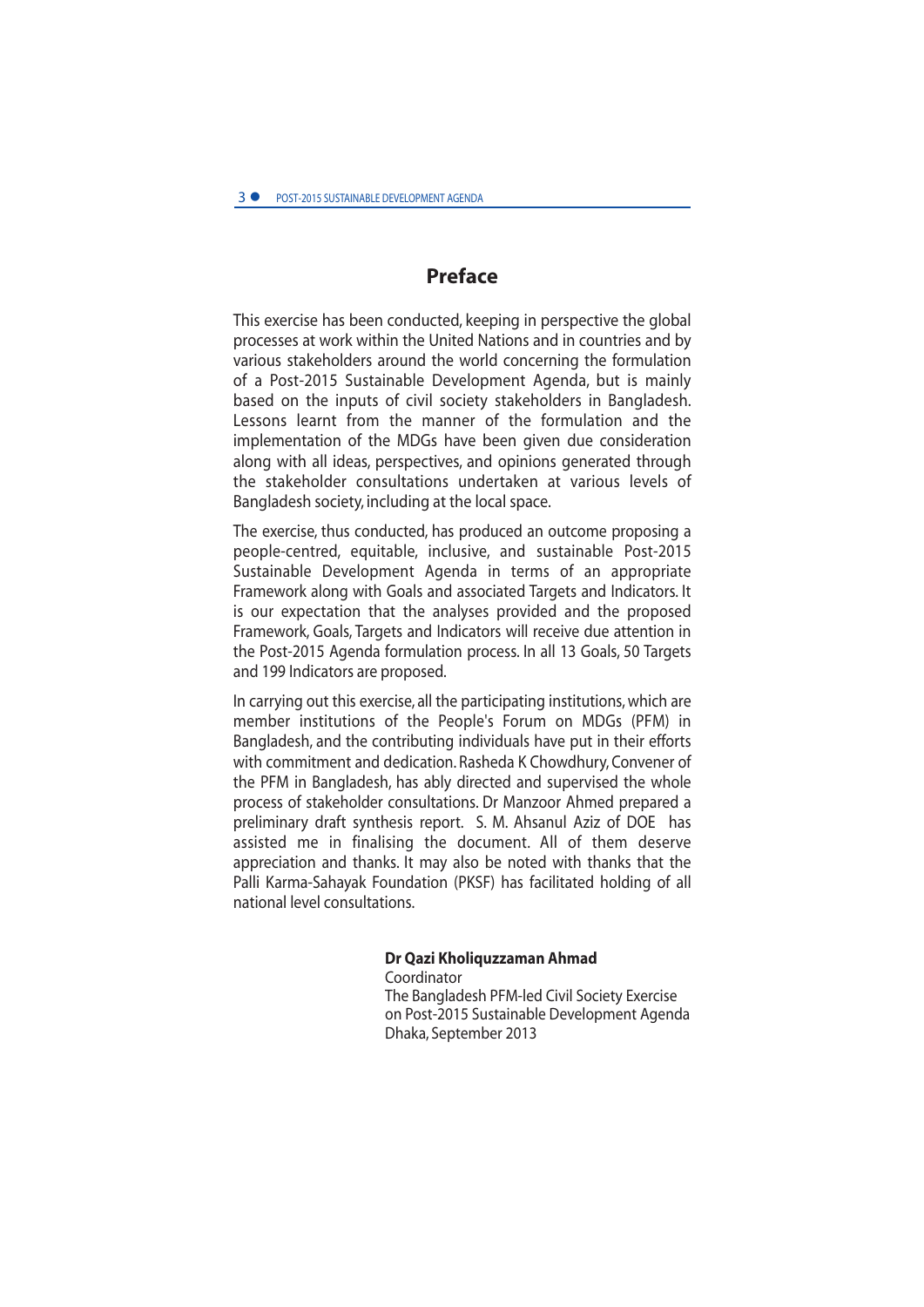# Preface

This exercise has been conducted, keeping in perspective the global processes at work within the United Nations and in countries and by various stakeholders around the world concerning the formulation of a Post-2015 Sustainable Development Agenda, but is mainly based on the inputs of civil society stakeholders in Bangladesh. Lessons learnt from the manner of the formulation and the implementation of the MDGs have been given due consideration along with all ideas, perspectives, and opinions generated through the stakeholder consultations undertaken at various levels of Bangladesh society, including at the local space.

The exercise, thus conducted, has produced an outcome proposing a people-centred, equitable, inclusive, and sustainable Post-2015 Sustainable Development Agenda in terms of an appropriate Framework along with Goals and associated Targets and Indicators. It is our expectation that the analyses provided and the proposed Framework, Goals, Targets and Indicators will receive due attention in the Post-2015 Agenda formulation process. In all 13 Goals, 50 Targets and 199 Indicators are proposed.

In carrying out this exercise, all the participating institutions, which are member institutions of the People's Forum on MDGs (PFM) in Bangladesh, and the contributing individuals have put in their efforts with commitment and dedication. Rasheda K Chowdhury, Convener of the PFM in Bangladesh, has ably directed and supervised the whole process of stakeholder consultations. Dr Manzoor Ahmed prepared a preliminary draft synthesis report. S. M. Ahsanul Aziz of DOE has assisted me in finalising the document. All of them deserve appreciation and thanks. It may also be noted with thanks that the Palli Karma-Sahayak Foundation (PKSF) has facilitated holding of all national level consultations.

**Dr Qazi Kholiquzzaman Ahmad**
Coordinator
The Bangladesh PFM-led Civil Society Exercise on Post-2015 Sustainable Development Agenda
Dhaka, September 2013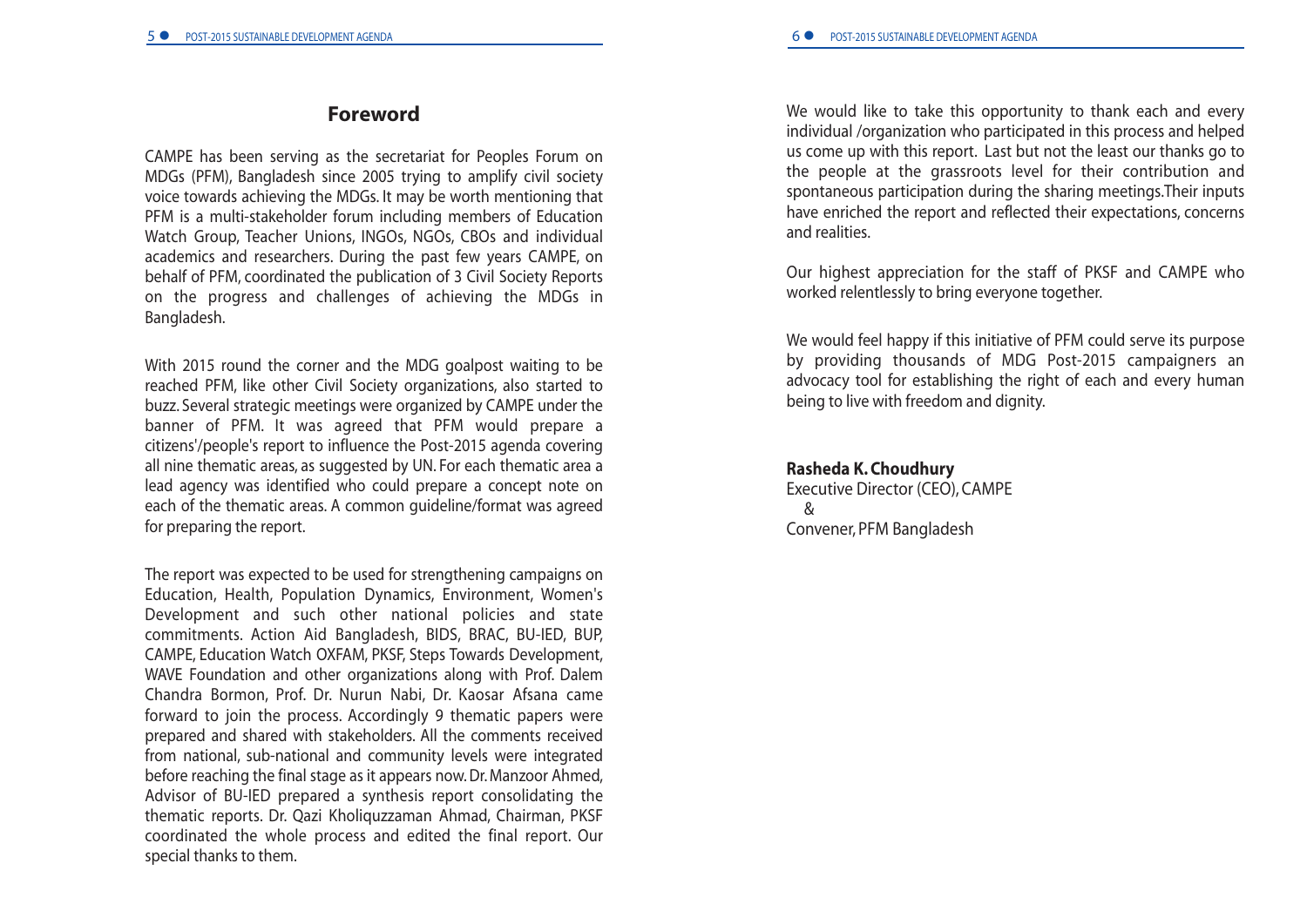## Foreword

CAMPE has been serving as the secretariat for Peoples Forum on MDGs (PFM), Bangladesh since 2005 trying to amplify civil society voice towards achieving the MDGs. It may be worth mentioning that PFM is a multi-stakeholder forum including members of Education Watch Group, Teacher Unions, INGOs, NGOs, CBOs and individual academics and researchers. During the past few years CAMPE, on behalf of PFM, coordinated the publication of 3 Civil Society Reports on the progress and challenges of achieving the MDGs in Bangladesh.

With 2015 round the corner and the MDG goalpost waiting to be reached PFM, like other Civil Society organizations, also started to buzz. Several strategic meetings were organized by CAMPE under the banner of PFM. It was agreed that PFM would prepare a citizens'/people's report to influence the Post-2015 agenda covering all nine thematic areas, as suggested by UN. For each thematic area a lead agency was identified who could prepare a concept note on each of the thematic areas. A common guideline/format was agreed for preparing the report.

The report was expected to be used for strengthening campaigns on Education, Health, Population Dynamics, Environment, Women's Development and such other national policies and state commitments. Action Aid Bangladesh, BIDS, BRAC, BU-IED, BUP, CAMPE, Education Watch OXFAM, PKSF, Steps Towards Development, WAVE Foundation and other organizations along with Prof. Dalem Chandra Bormon, Prof. Dr. Nurun Nabi, Dr. Kaosar Afsana came forward to join the process. Accordingly 9 thematic papers were prepared and shared with stakeholders. All the comments received from national, sub-national and community levels were integrated before reaching the final stage as it appears now. Dr. Manzoor Ahmed, Advisor of BU-IED prepared a synthesis report consolidating the thematic reports. Dr. Qazi Kholiquzzaman Ahmad, Chairman, PKSF coordinated the whole process and edited the final report. Our special thanks to them.

We would like to take this opportunity to thank each and every individual /organization who participated in this process and helped us come up with this report. Last but not the least our thanks go to the people at the grassroots level for their contribution and spontaneous participation during the sharing meetings.Their inputs have enriched the report and reflected their expectations, concerns and realities.

Our highest appreciation for the staff of PKSF and CAMPE who worked relentlessly to bring everyone together.

We would feel happy if this initiative of PFM could serve its purpose by providing thousands of MDG Post-2015 campaigners an advocacy tool for establishing the right of each and every human being to live with freedom and dignity.

**Rasheda K. Choudhury**
Executive Director (CEO), CAMPE
&
Convener, PFM Bangladesh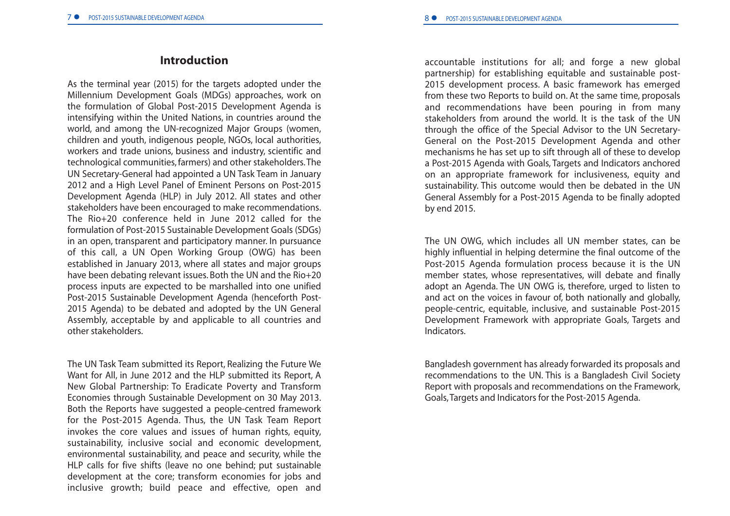## Introduction

As the terminal year (2015) for the targets adopted under the Millennium Development Goals (MDGs) approaches, work on the formulation of Global Post-2015 Development Agenda is intensifying within the United Nations, in countries around the world, and among the UN-recognized Major Groups (women, children and youth, indigenous people, NGOs, local authorities, workers and trade unions, business and industry, scientific and technological communities, farmers) and other stakeholders. The UN Secretary-General had appointed a UN Task Team in January 2012 and a High Level Panel of Eminent Persons on Post-2015 Development Agenda (HLP) in July 2012. All states and other stakeholders have been encouraged to make recommendations. The Rio+20 conference held in June 2012 called for the formulation of Post-2015 Sustainable Development Goals (SDGs) in an open, transparent and participatory manner. In pursuance of this call, a UN Open Working Group (OWG) has been established in January 2013, where all states and major groups have been debating relevant issues. Both the UN and the Rio+20 process inputs are expected to be marshalled into one unified Post-2015 Sustainable Development Agenda (henceforth Post-2015 Agenda) to be debated and adopted by the UN General Assembly, acceptable by and applicable to all countries and other stakeholders.

The UN Task Team submitted its Report, Realizing the Future We Want for All, in June 2012 and the HLP submitted its Report, A New Global Partnership: To Eradicate Poverty and Transform Economies through Sustainable Development on 30 May 2013. Both the Reports have suggested a people-centred framework for the Post-2015 Agenda. Thus, the UN Task Team Report invokes the core values and issues of human rights, equity, sustainability, inclusive social and economic development, environmental sustainability, and peace and security, while the HLP calls for five shifts (leave no one behind; put sustainable development at the core; transform economies for jobs and inclusive growth; build peace and effective, open and accountable institutions for all; and forge a new global partnership) for establishing equitable and sustainable post-2015 development process. A basic framework has emerged from these two Reports to build on. At the same time, proposals and recommendations have been pouring in from many stakeholders from around the world. It is the task of the UN through the office of the Special Advisor to the UN Secretary-General on the Post-2015 Development Agenda and other mechanisms he has set up to sift through all of these to develop a Post-2015 Agenda with Goals, Targets and Indicators anchored on an appropriate framework for inclusiveness, equity and sustainability. This outcome would then be debated in the UN General Assembly for a Post-2015 Agenda to be finally adopted by end 2015.

The UN OWG, which includes all UN member states, can be highly influential in helping determine the final outcome of the Post-2015 Agenda formulation process because it is the UN member states, whose representatives, will debate and finally adopt an Agenda. The UN OWG is, therefore, urged to listen to and act on the voices in favour of, both nationally and globally, people-centric, equitable, inclusive, and sustainable Post-2015 Development Framework with appropriate Goals, Targets and Indicators.

Bangladesh government has already forwarded its proposals and recommendations to the UN. This is a Bangladesh Civil Society Report with proposals and recommendations on the Framework, Goals, Targets and Indicators for the Post-2015 Agenda.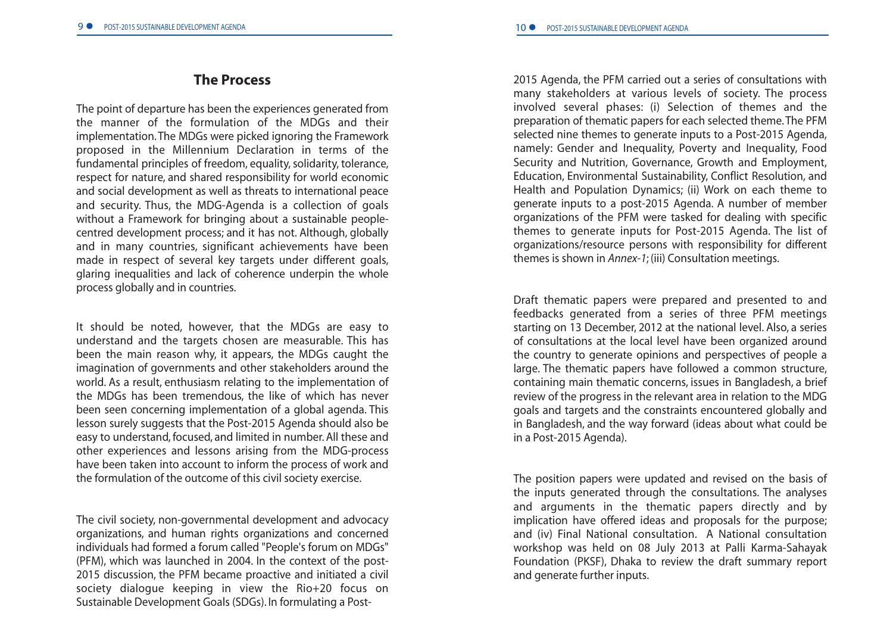## The Process

The point of departure has been the experiences generated from the manner of the formulation of the MDGs and their implementation. The MDGs were picked ignoring the Framework proposed in the Millennium Declaration in terms of the fundamental principles of freedom, equality, solidarity, tolerance, respect for nature, and shared responsibility for world economic and social development as well as threats to international peace and security. Thus, the MDG-Agenda is a collection of goals without a Framework for bringing about a sustainable people-centred development process; and it has not. Although, globally and in many countries, significant achievements have been made in respect of several key targets under different goals, glaring inequalities and lack of coherence underpin the whole process globally and in countries.

It should be noted, however, that the MDGs are easy to understand and the targets chosen are measurable. This has been the main reason why, it appears, the MDGs caught the imagination of governments and other stakeholders around the world. As a result, enthusiasm relating to the implementation of the MDGs has been tremendous, the like of which has never been seen concerning implementation of a global agenda. This lesson surely suggests that the Post-2015 Agenda should also be easy to understand, focused, and limited in number. All these and other experiences and lessons arising from the MDG-process have been taken into account to inform the process of work and the formulation of the outcome of this civil society exercise.

The civil society, non-governmental development and advocacy organizations, and human rights organizations and concerned individuals had formed a forum called "People's forum on MDGs" (PFM), which was launched in 2004. In the context of the post-2015 discussion, the PFM became proactive and initiated a civil society dialogue keeping in view the Rio+20 focus on Sustainable Development Goals (SDGs). In formulating a Post-2015 Agenda, the PFM carried out a series of consultations with many stakeholders at various levels of society. The process involved several phases: (i) Selection of themes and the preparation of thematic papers for each selected theme. The PFM selected nine themes to generate inputs to a Post-2015 Agenda, namely: Gender and Inequality, Poverty and Inequality, Food Security and Nutrition, Governance, Growth and Employment, Education, Environmental Sustainability, Conflict Resolution, and Health and Population Dynamics; (ii) Work on each theme to generate inputs to a post-2015 Agenda. A number of member organizations of the PFM were tasked for dealing with specific themes to generate inputs for Post-2015 Agenda. The list of organizations/resource persons with responsibility for different themes is shown in *Annex-1*; (iii) Consultation meetings.

Draft thematic papers were prepared and presented to and feedbacks generated from a series of three PFM meetings starting on 13 December, 2012 at the national level. Also, a series of consultations at the local level have been organized around the country to generate opinions and perspectives of people a large. The thematic papers have followed a common structure, containing main thematic concerns, issues in Bangladesh, a brief review of the progress in the relevant area in relation to the MDG goals and targets and the constraints encountered globally and in Bangladesh, and the way forward (ideas about what could be in a Post-2015 Agenda).

The position papers were updated and revised on the basis of the inputs generated through the consultations. The analyses and arguments in the thematic papers directly and by implication have offered ideas and proposals for the purpose; and (iv) Final National consultation. A National consultation workshop was held on 08 July 2013 at Palli Karma-Sahayak Foundation (PKSF), Dhaka to review the draft summary report and generate further inputs.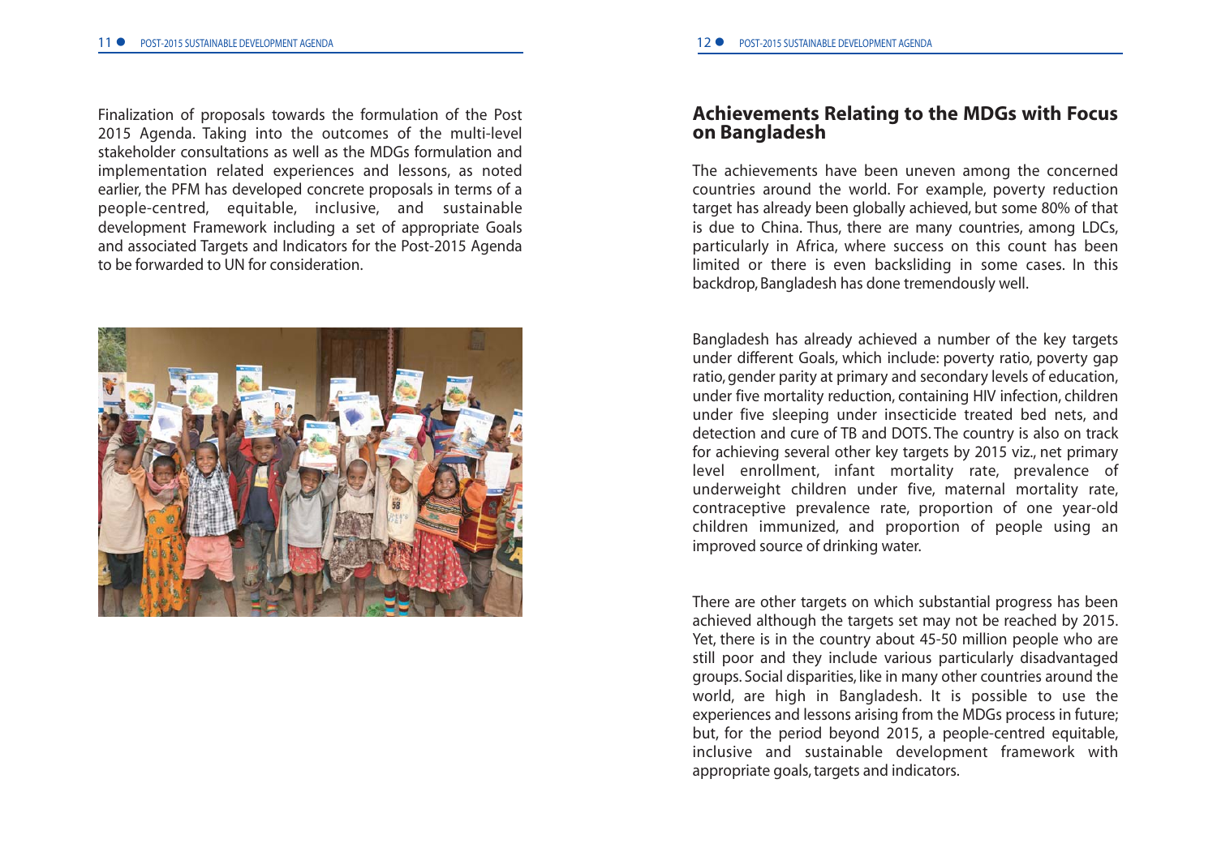Finalization of proposals towards the formulation of the Post 2015 Agenda. Taking into the outcomes of the multi-level stakeholder consultations as well as the MDGs formulation and implementation related experiences and lessons, as noted earlier, the PFM has developed concrete proposals in terms of a people-centred, equitable, inclusive, and sustainable development Framework including a set of appropriate Goals and associated Targets and Indicators for the Post-2015 Agenda to be forwarded to UN for consideration.

## Achievements Relating to the MDGs with Focus on Bangladesh

The achievements have been uneven among the concerned countries around the world. For example, poverty reduction target has already been globally achieved, but some 80% of that is due to China. Thus, there are many countries, among LDCs, particularly in Africa, where success on this count has been limited or there is even backsliding in some cases. In this backdrop, Bangladesh has done tremendously well.

Bangladesh has already achieved a number of the key targets under different Goals, which include: poverty ratio, poverty gap ratio, gender parity at primary and secondary levels of education, under five mortality reduction, containing HIV infection, children under five sleeping under insecticide treated bed nets, and detection and cure of TB and DOTS. The country is also on track for achieving several other key targets by 2015 viz., net primary level enrollment, infant mortality rate, prevalence of underweight children under five, maternal mortality rate, contraceptive prevalence rate, proportion of one year-old children immunized, and proportion of people using an improved source of drinking water.

There are other targets on which substantial progress has been achieved although the targets set may not be reached by 2015. Yet, there is in the country about 45-50 million people who are still poor and they include various particularly disadvantaged groups. Social disparities, like in many other countries around the world, are high in Bangladesh. It is possible to use the experiences and lessons arising from the MDGs process in future; but, for the period beyond 2015, a people-centred equitable, inclusive and sustainable development framework with appropriate goals, targets and indicators.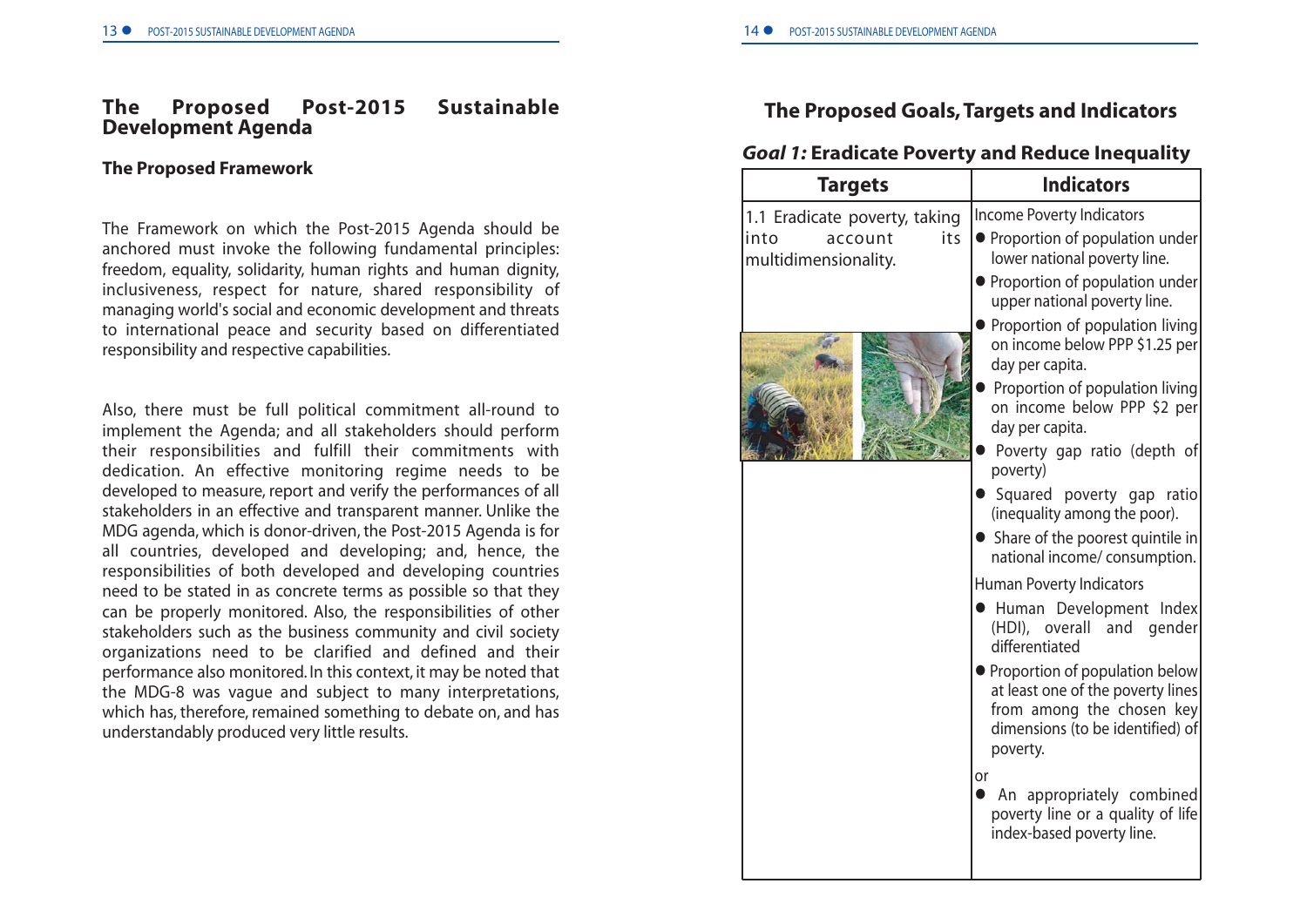# The Proposed Post-2015 Sustainable Development Agenda

## The Proposed Framework

The Framework on which the Post-2015 Agenda should be anchored must invoke the following fundamental principles: freedom, equality, solidarity, human rights and human dignity, inclusiveness, respect for nature, shared responsibility of managing world's social and economic development and threats to international peace and security based on differentiated responsibility and respective capabilities.

Also, there must be full political commitment all-round to implement the Agenda; and all stakeholders should perform their responsibilities and fulfill their commitments with dedication. An effective monitoring regime needs to be developed to measure, report and verify the performances of all stakeholders in an effective and transparent manner. Unlike the MDG agenda, which is donor-driven, the Post-2015 Agenda is for all countries, developed and developing; and, hence, the responsibilities of both developed and developing countries need to be stated in as concrete terms as possible so that they can be properly monitored. Also, the responsibilities of other stakeholders such as the business community and civil society organizations need to be clarified and defined and their performance also monitored. In this context, it may be noted that the MDG-8 was vague and subject to many interpretations, which has, therefore, remained something to debate on, and has understandably produced very little results.

## The Proposed Goals, Targets and Indicators

### *Goal 1:* Eradicate Poverty and Reduce Inequality

| Targets | Indicators |
|---|---|
| 1.1 Eradicate poverty, taking into account its multidimensionality. | Income Poverty Indicators<br>● Proportion of population under lower national poverty line.<br>● Proportion of population under upper national poverty line.<br>● Proportion of population living on income below PPP $1.25 per day per capita.<br>● Proportion of population living on income below PPP $2 per day per capita.<br>● Poverty gap ratio (depth of poverty)<br>● Squared poverty gap ratio (inequality among the poor).<br>● Share of the poorest quintile in national income/ consumption.<br>Human Poverty Indicators<br>● Human Development Index (HDI), overall and gender differentiated<br>● Proportion of population below at least one of the poverty lines from among the chosen key dimensions (to be identified) of poverty.<br>or<br>● An appropriately combined poverty line or a quality of life index-based poverty line. |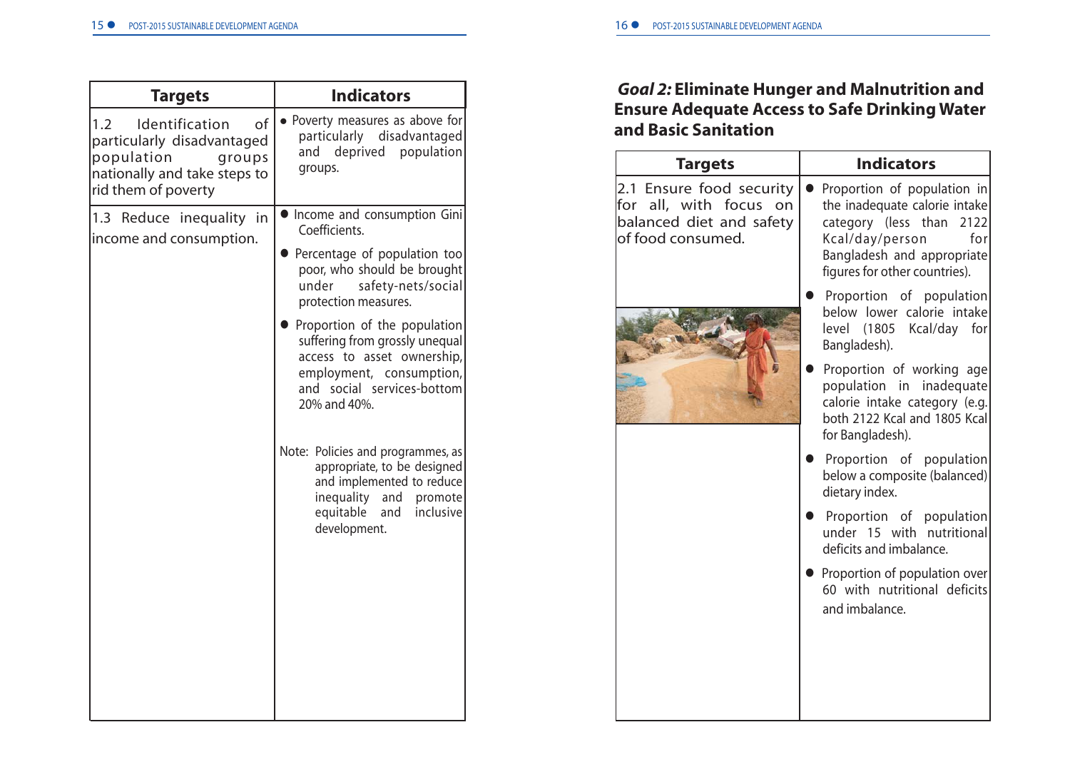| Targets | Indicators |
|---|---|
| 1.2 Identification of particularly disadvantaged population groups nationally and take steps to rid them of poverty | • Poverty measures as above for particularly disadvantaged and deprived population groups. |
| 1.3 Reduce inequality in income and consumption. | • Income and consumption Gini Coefficients.<br>• Percentage of population too poor, who should be brought under safety-nets/social protection measures.<br>• Proportion of the population suffering from grossly unequal access to asset ownership, employment, consumption, and social services-bottom 20% and 40%.<br><br>Note: Policies and programmes, as appropriate, to be designed and implemented to reduce inequality and promote equitable and inclusive development. |

## *Goal 2:* Eliminate Hunger and Malnutrition and Ensure Adequate Access to Safe Drinking Water and Basic Sanitation

| Targets | Indicators |
|---|---|
| 2.1 Ensure food security for all, with focus on balanced diet and safety of food consumed. | • Proportion of population in the inadequate calorie intake category (less than 2122 Kcal/day/person for Bangladesh and appropriate figures for other countries).<br>• Proportion of population below lower calorie intake level (1805 Kcal/day for Bangladesh).<br>• Proportion of working age population in inadequate calorie intake category (e.g. both 2122 Kcal and 1805 Kcal for Bangladesh).<br>• Proportion of population below a composite (balanced) dietary index.<br>• Proportion of population under 15 with nutritional deficits and imbalance.<br>• Proportion of population over 60 with nutritional deficits and imbalance. |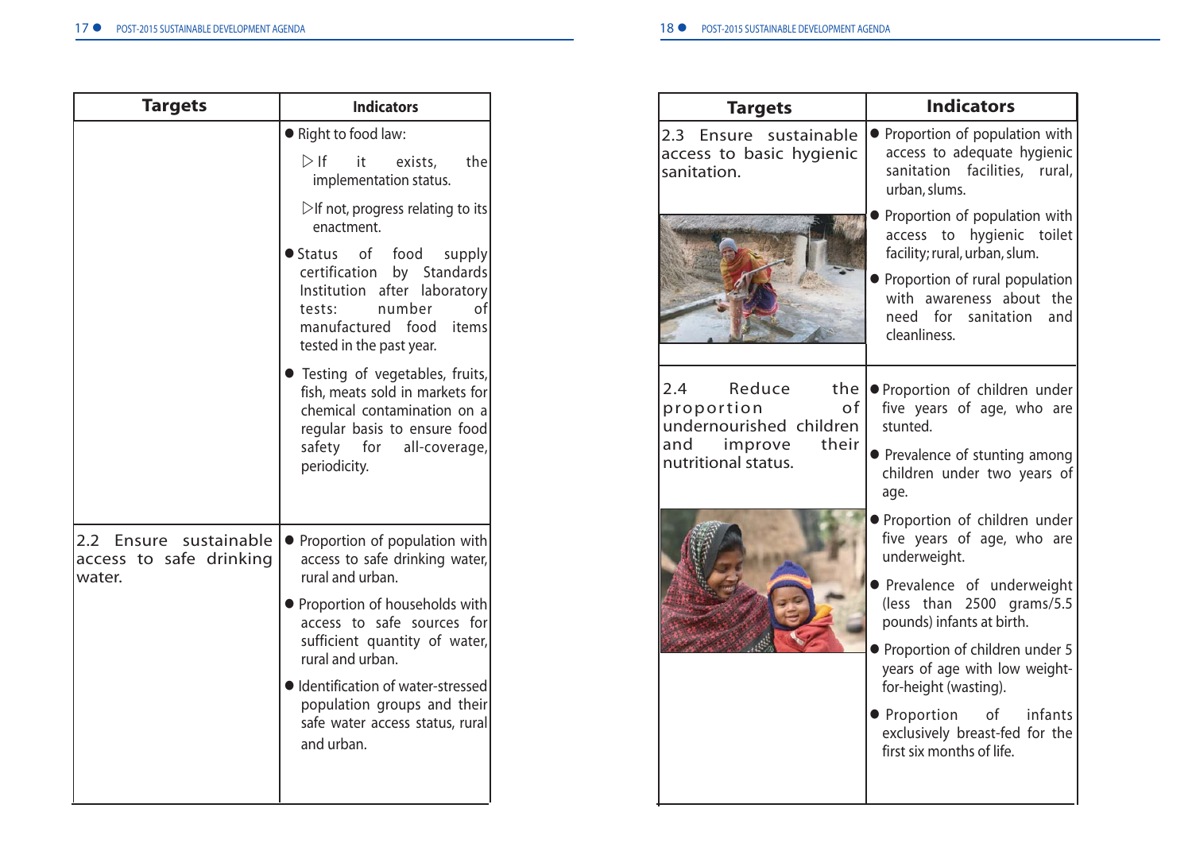| Targets | Indicators |
|---|---|
| | ● Right to food law:<br>▷ If it exists, the implementation status.<br>▷ If not, progress relating to its enactment.<br>● Status of food supply certification by Standards Institution after laboratory tests: number of manufactured food items tested in the past year.<br>● Testing of vegetables, fruits, fish, meats sold in markets for chemical contamination on a regular basis to ensure food safety for all-coverage, periodicity. |
| 2.2 Ensure sustainable access to safe drinking water. | ● Proportion of population with access to safe drinking water, rural and urban.<br>● Proportion of households with access to safe sources for sufficient quantity of water, rural and urban.<br>● Identification of water-stressed population groups and their safe water access status, rural and urban. |

| Targets | Indicators |
|---|---|
| 2.3 Ensure sustainable access to basic hygienic sanitation. | ● Proportion of population with access to adequate hygienic sanitation facilities, rural, urban, slums.<br>● Proportion of population with access to hygienic toilet facility; rural, urban, slum.<br>● Proportion of rural population with awareness about the need for sanitation and cleanliness. |
| 2.4 Reduce the proportion of undernourished children and improve their nutritional status. | ● Proportion of children under five years of age, who are stunted.<br>● Prevalence of stunting among children under two years of age.<br>● Proportion of children under five years of age, who are underweight.<br>● Prevalence of underweight (less than 2500 grams/5.5 pounds) infants at birth.<br>● Proportion of children under 5 years of age with low weight-for-height (wasting).<br>● Proportion of infants exclusively breast-fed for the first six months of life. |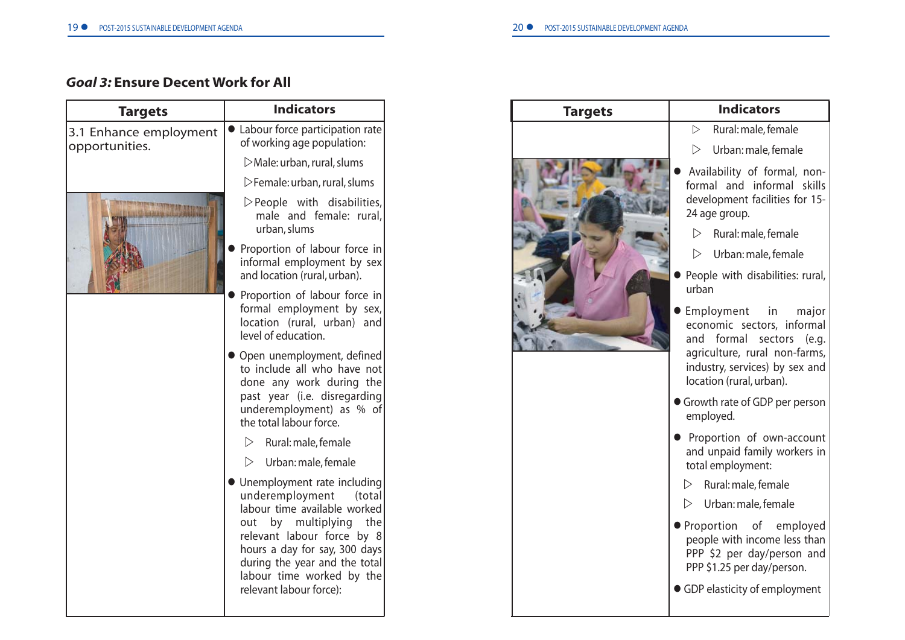## *Goal 3:* Ensure Decent Work for All

| Targets | Indicators |
|---|---|
| 3.1 Enhance employment opportunities. | ● Labour force participation rate of working age population:<br>▷ Male: urban, rural, slums<br>▷ Female: urban, rural, slums<br>▷ People with disabilities, male and female: rural, urban, slums<br>● Proportion of labour force in informal employment by sex and location (rural, urban).<br>● Proportion of labour force in formal employment by sex, location (rural, urban) and level of education.<br>● Open unemployment, defined to include all who have not done any work during the past year (i.e. disregarding underemployment) as % of the total labour force.<br>▷ Rural: male, female<br>▷ Urban: male, female<br>● Unemployment rate including underemployment (total labour time available worked out by multiplying the relevant labour force by 8 hours a day for say, 300 days during the year and the total labour time worked by the relevant labour force):<br>▷ Rural: male, female<br>▷ Urban: male, female<br>● Availability of formal, non-formal and informal skills development facilities for 15-24 age group.<br>▷ Rural: male, female<br>▷ Urban: male, female<br>● People with disabilities: rural, urban<br>● Employment in major economic sectors, informal and formal sectors (e.g. agriculture, rural non-farms, industry, services) by sex and location (rural, urban).<br>● Growth rate of GDP per person employed.<br>● Proportion of own-account and unpaid family workers in total employment:<br>▷ Rural: male, female<br>▷ Urban: male, female<br>● Proportion of employed people with income less than PPP $2 per day/person and PPP $1.25 per day/person.<br>● GDP elasticity of employment |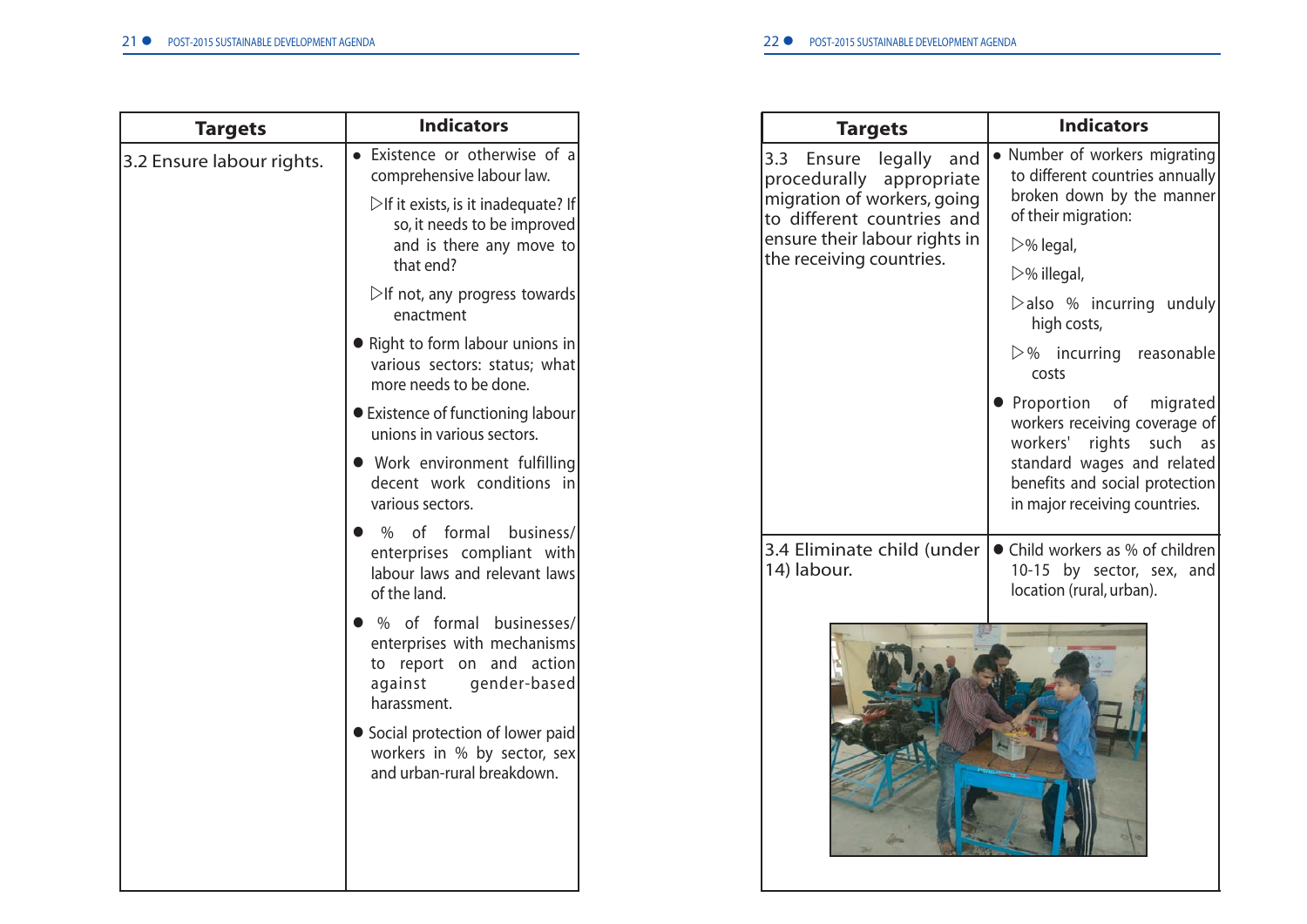| Targets | Indicators |
| --- | --- |
| 3.2 Ensure labour rights. | • Existence or otherwise of a comprehensive labour law.<br>▷If it exists, is it inadequate? If so, it needs to be improved and is there any move to that end?<br>▷If not, any progress towards enactment<br>● Right to form labour unions in various sectors: status; what more needs to be done.<br>● Existence of functioning labour unions in various sectors.<br>● Work environment fulfilling decent work conditions in various sectors.<br>● % of formal business/ enterprises compliant with labour laws and relevant laws of the land.<br>● % of formal businesses/ enterprises with mechanisms to report on and action against gender-based harassment.<br>● Social protection of lower paid workers in % by sector, sex and urban-rural breakdown. |

| Targets | Indicators |
| --- | --- |
| 3.3 Ensure legally and procedurally appropriate migration of workers, going to different countries and ensure their labour rights in the receiving countries. | • Number of workers migrating to different countries annually broken down by the manner of their migration:<br>▷% legal,<br>▷% illegal,<br>▷also % incurring unduly high costs,<br>▷% incurring reasonable costs<br>● Proportion of migrated workers receiving coverage of workers' rights such as standard wages and related benefits and social protection in major receiving countries. |
| 3.4 Eliminate child (under 14) labour. | ● Child workers as % of children 10-15 by sector, sex, and location (rural, urban). |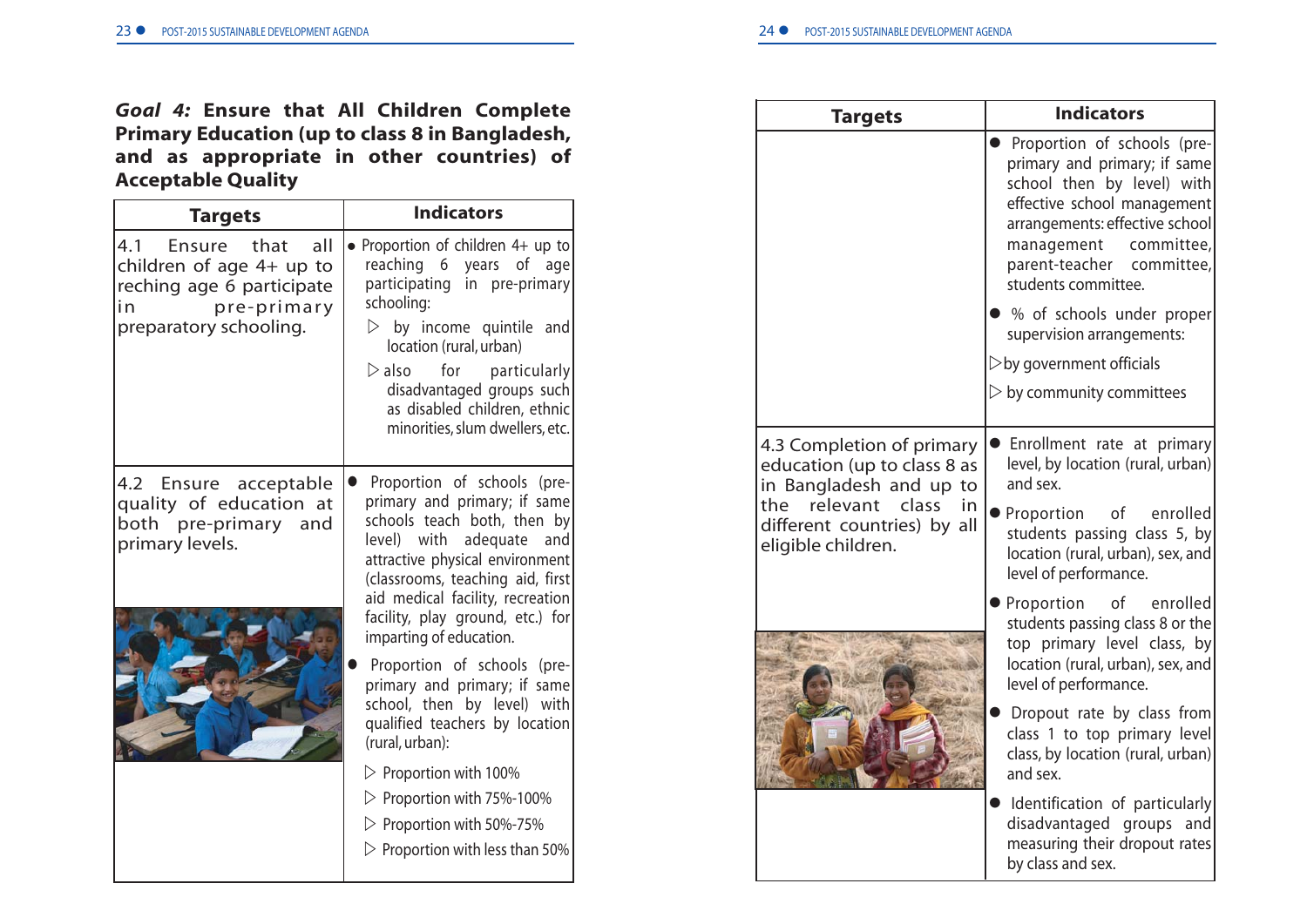***Goal 4:*** **Ensure that All Children Complete Primary Education (up to class 8 in Bangladesh, and as appropriate in other countries) of Acceptable Quality**

| Targets | Indicators |
|---|---|
| 4.1 Ensure that all children of age 4+ up to reching age 6 participate in pre-primary preparatory schooling. | • Proportion of children 4+ up to reaching 6 years of age participating in pre-primary schooling:<br>▷ by income quintile and location (rural, urban)<br>▷ also for particularly disadvantaged groups such as disabled children, ethnic minorities, slum dwellers, etc. |
| 4.2 Ensure acceptable quality of education at both pre-primary and primary levels. | ● Proportion of schools (pre-primary and primary; if same schools teach both, then by level) with adequate and attractive physical environment (classrooms, teaching aid, first aid medical facility, recreation facility, play ground, etc.) for imparting of education.<br>● Proportion of schools (pre-primary and primary; if same school, then by level) with qualified teachers by location (rural, urban):<br>▷ Proportion with 100%<br>▷ Proportion with 75%-100%<br>▷ Proportion with 50%-75%<br>▷ Proportion with less than 50%<br>● Proportion of schools (pre-primary and primary; if same school then by level) with effective school management arrangements: effective school management committee, parent-teacher committee, students committee.<br>● % of schools under proper supervision arrangements:<br>▷ by government officials<br>▷ by community committees |
| 4.3 Completion of primary education (up to class 8 as in Bangladesh and up to the relevant class in different countries) by all eligible children. | ● Enrollment rate at primary level, by location (rural, urban) and sex.<br>● Proportion of enrolled students passing class 5, by location (rural, urban), sex, and level of performance.<br>● Proportion of enrolled students passing class 8 or the top primary level class, by location (rural, urban), sex, and level of performance.<br>● Dropout rate by class from class 1 to top primary level class, by location (rural, urban) and sex.<br>● Identification of particularly disadvantaged groups and measuring their dropout rates by class and sex. |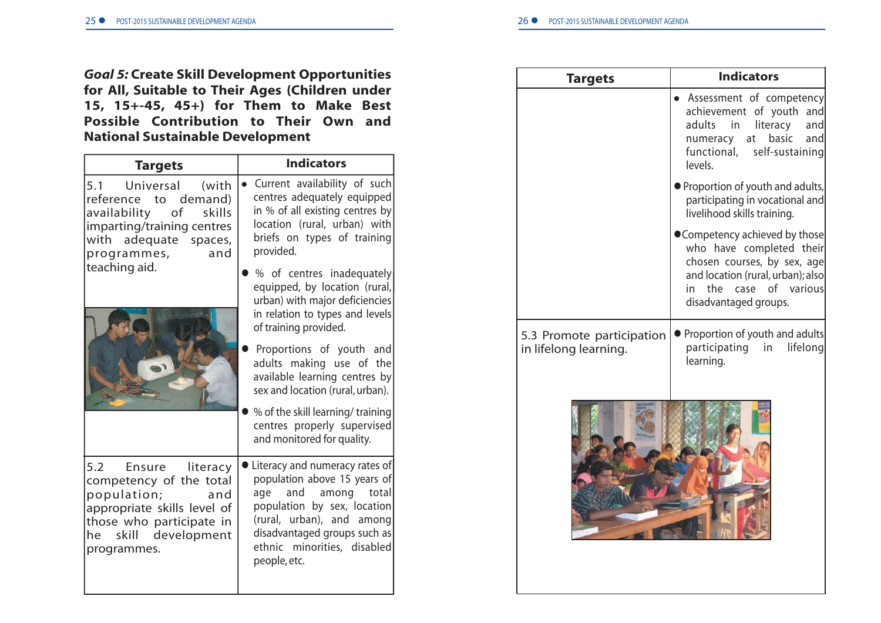### *Goal 5:* Create Skill Development Opportunities for All, Suitable to Their Ages (Children under 15, 15+-45, 45+) for Them to Make Best Possible Contribution to Their Own and National Sustainable Development

| Targets | Indicators |
|---|---|
| 5.1 Universal (with reference to demand) availability of skills imparting/training centres with adequate spaces, programmes, and teaching aid. | • Current availability of such centres adequately equipped in % of all existing centres by location (rural, urban) with briefs on types of training provided.<br>• % of centres inadequately equipped, by location (rural, urban) with major deficiencies in relation to types and levels of training provided.<br>• Proportions of youth and adults making use of the available learning centres by sex and location (rural, urban).<br>• % of the skill learning/ training centres properly supervised and monitored for quality. |
| 5.2 Ensure literacy competency of the total population; and appropriate skills level of those who participate in he skill development programmes. | • Literacy and numeracy rates of population above 15 years of age and among total population by sex, location (rural, urban), and among disadvantaged groups such as ethnic minorities, disabled people, etc.<br>• Assessment of competency achievement of youth and adults in literacy and numeracy at basic and functional, self-sustaining levels.<br>• Proportion of youth and adults, participating in vocational and livelihood skills training.<br>• Competency achieved by those who have completed their chosen courses, by sex, age and location (rural, urban); also in the case of various disadvantaged groups. |
| 5.3 Promote participation in lifelong learning. | • Proportion of youth and adults participating in lifelong learning. |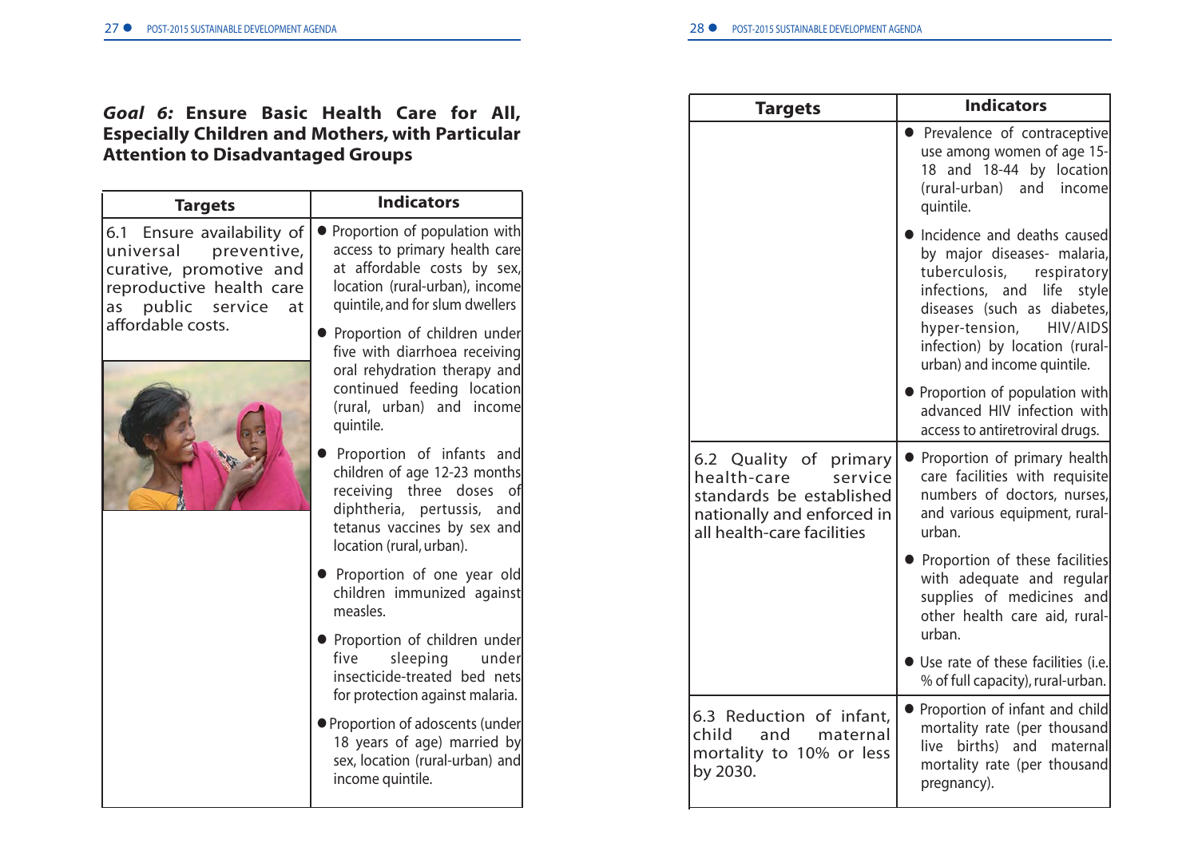### *Goal 6:* Ensure Basic Health Care for All, Especially Children and Mothers, with Particular Attention to Disadvantaged Groups

| Targets | Indicators |
|---|---|
| 6.1 Ensure availability of universal preventive, curative, promotive and reproductive health care as public service at affordable costs. | ● Proportion of population with access to primary health care at affordable costs by sex, location (rural-urban), income quintile, and for slum dwellers<br>● Proportion of children under five with diarrhoea receiving oral rehydration therapy and continued feeding location (rural, urban) and income quintile.<br>● Proportion of infants and children of age 12-23 months receiving three doses of diphtheria, pertussis, and tetanus vaccines by sex and location (rural, urban).<br>● Proportion of one year old children immunized against measles.<br>● Proportion of children under five sleeping under insecticide-treated bed nets for protection against malaria.<br>● Proportion of adoscents (under 18 years of age) married by sex, location (rural-urban) and income quintile.<br>● Prevalence of contraceptive use among women of age 15-18 and 18-44 by location (rural-urban) and income quintile.<br>● Incidence and deaths caused by major diseases- malaria, tuberculosis, respiratory infections, and life style diseases (such as diabetes, hyper-tension, HIV/AIDS infection) by location (rural-urban) and income quintile.<br>● Proportion of population with advanced HIV infection with access to antiretroviral drugs. |
| 6.2 Quality of primary health-care service standards be established nationally and enforced in all health-care facilities | ● Proportion of primary health care facilities with requisite numbers of doctors, nurses, and various equipment, rural-urban.<br>● Proportion of these facilities with adequate and regular supplies of medicines and other health care aid, rural-urban.<br>● Use rate of these facilities (i.e. % of full capacity), rural-urban. |
| 6.3 Reduction of infant, child and maternal mortality to 10% or less by 2030. | ● Proportion of infant and child mortality rate (per thousand live births) and maternal mortality rate (per thousand pregnancy). |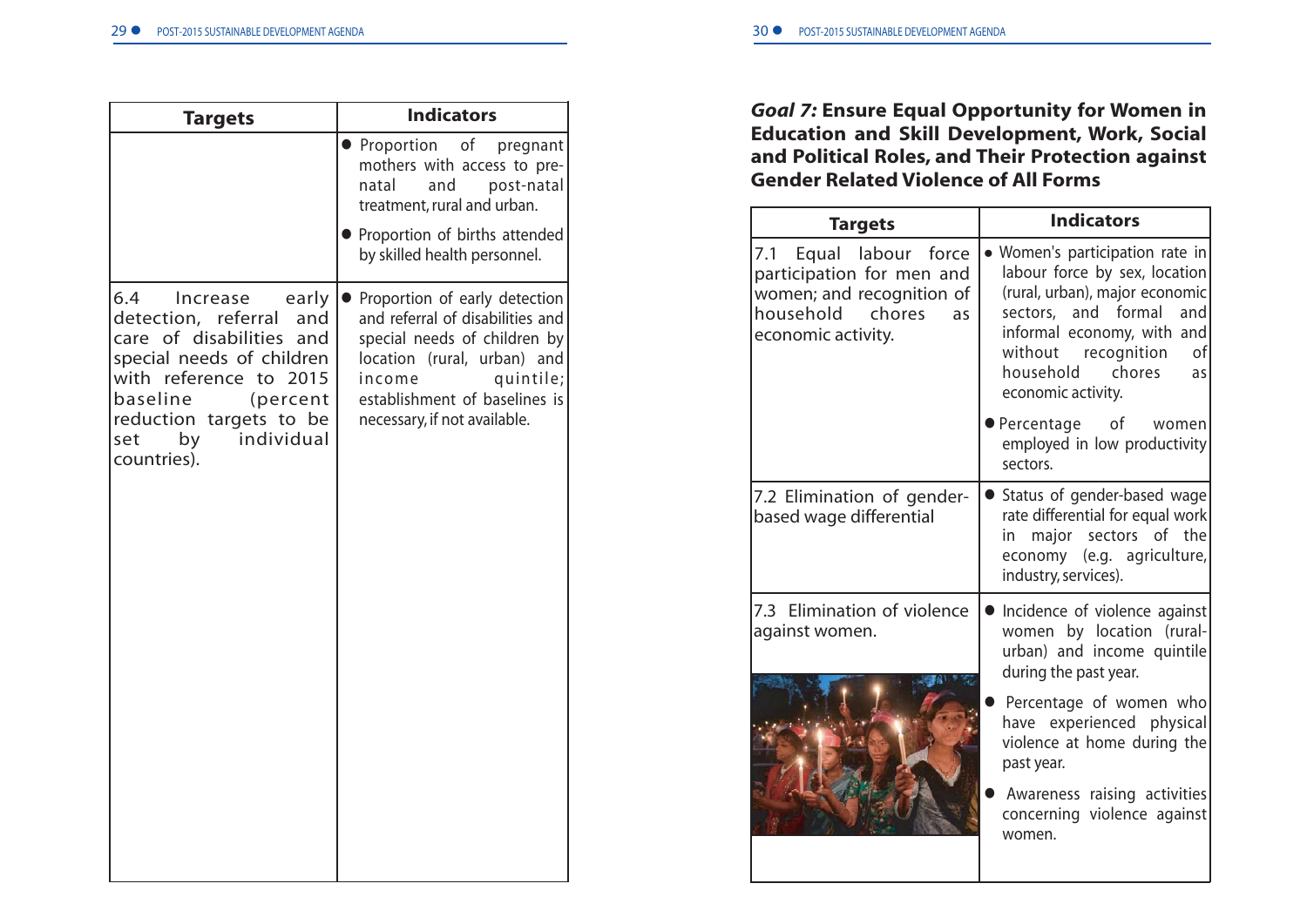| Targets | Indicators |
|---|---|
| | • Proportion of pregnant mothers with access to pre-natal and post-natal treatment, rural and urban.<br>• Proportion of births attended by skilled health personnel. |
| 6.4 Increase early detection, referral and care of disabilities and special needs of children with reference to 2015 baseline (percent reduction targets to be set by individual countries). | • Proportion of early detection and referral of disabilities and special needs of children by location (rural, urban) and income quintile; establishment of baselines is necessary, if not available. |

## *Goal 7:* Ensure Equal Opportunity for Women in Education and Skill Development, Work, Social and Political Roles, and Their Protection against Gender Related Violence of All Forms

| Targets | Indicators |
|---|---|
| 7.1 Equal labour force participation for men and women; and recognition of household chores as economic activity. | • Women's participation rate in labour force by sex, location (rural, urban), major economic sectors, and formal and informal economy, with and without recognition of household chores as economic activity.<br>• Percentage of women employed in low productivity sectors. |
| 7.2 Elimination of gender-based wage differential | • Status of gender-based wage rate differential for equal work in major sectors of the economy (e.g. agriculture, industry, services). |
| 7.3 Elimination of violence against women. | • Incidence of violence against women by location (rural-urban) and income quintile during the past year.<br>• Percentage of women who have experienced physical violence at home during the past year.<br>• Awareness raising activities concerning violence against women. |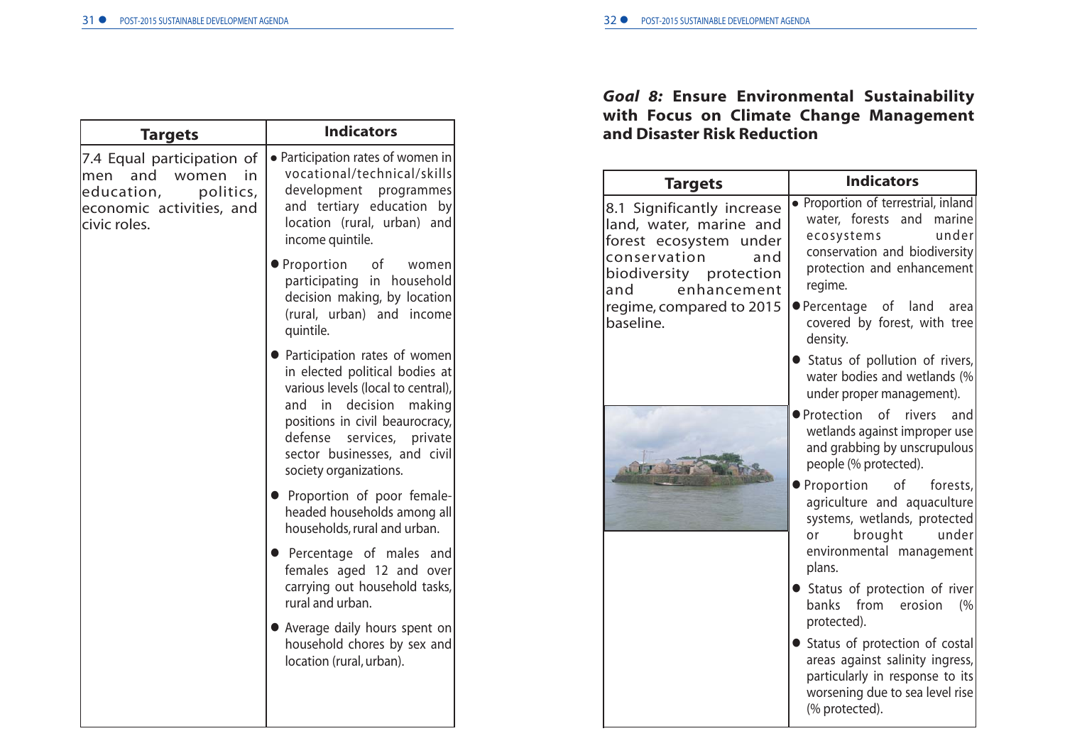| Targets | Indicators |
|---|---|
| 7.4 Equal participation of men and women in education, politics, economic activities, and civic roles. | ● Participation rates of women in vocational/technical/skills development programmes and tertiary education by location (rural, urban) and income quintile.<br>● Proportion of women participating in household decision making, by location (rural, urban) and income quintile.<br>● Participation rates of women in elected political bodies at various levels (local to central), and in decision making positions in civil beaurocracy, defense services, private sector businesses, and civil society organizations.<br>● Proportion of poor female-headed households among all households, rural and urban.<br>● Percentage of males and females aged 12 and over carrying out household tasks, rural and urban.<br>● Average daily hours spent on household chores by sex and location (rural, urban). |

## *Goal 8:* Ensure Environmental Sustainability with Focus on Climate Change Management and Disaster Risk Reduction

| Targets | Indicators |
|---|---|
| 8.1 Significantly increase land, water, marine and forest ecosystem under conservation and biodiversity protection and enhancement regime, compared to 2015 baseline. | ● Proportion of terrestrial, inland water, forests and marine ecosystems under conservation and biodiversity protection and enhancement regime.<br>● Percentage of land area covered by forest, with tree density.<br>● Status of pollution of rivers, water bodies and wetlands (% under proper management).<br>● Protection of rivers and wetlands against improper use and grabbing by unscrupulous people (% protected).<br>● Proportion of forests, agriculture and aquaculture systems, wetlands, protected or brought under environmental management plans.<br>● Status of protection of river banks from erosion (% protected).<br>● Status of protection of costal areas against salinity ingress, particularly in response to its worsening due to sea level rise (% protected). |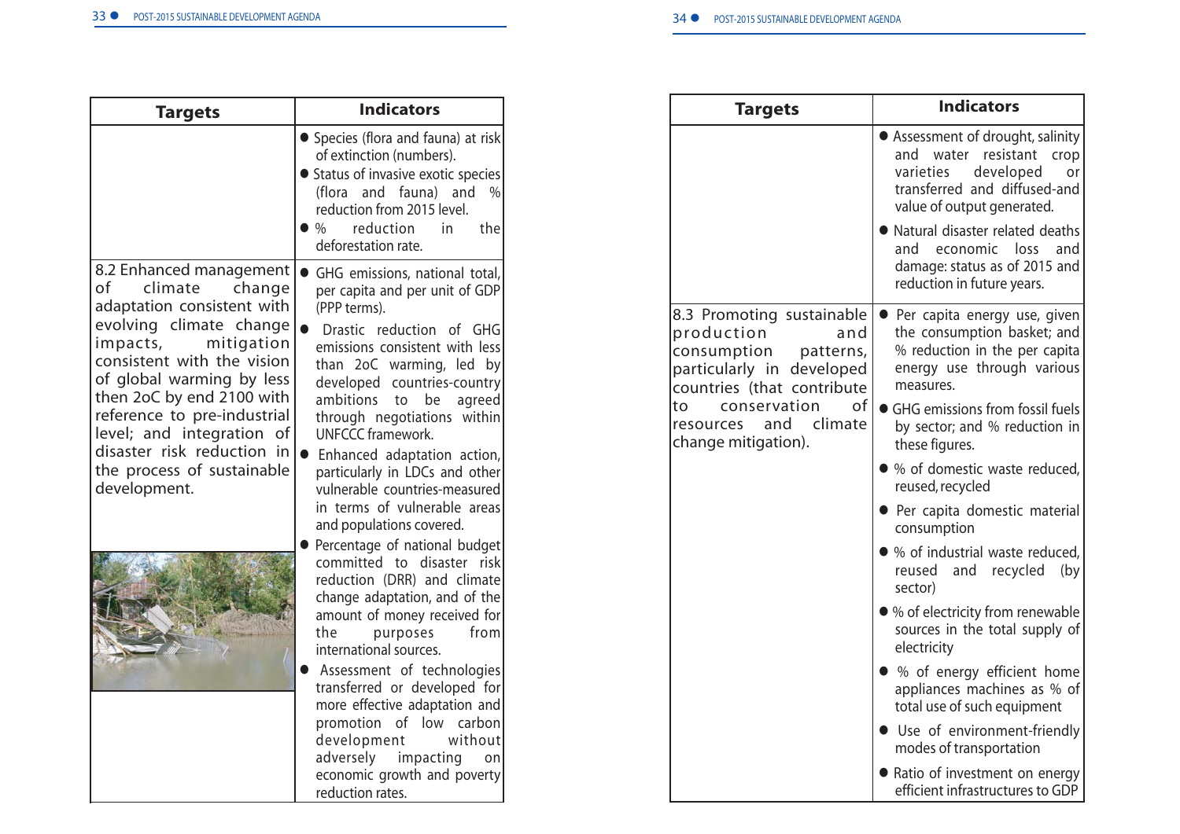| Targets | Indicators |
|---|---|
| | ● Species (flora and fauna) at risk of extinction (numbers).<br>● Status of invasive exotic species (flora and fauna) and % reduction from 2015 level.<br>● % reduction in the deforestation rate. |
| 8.2 Enhanced management of climate change adaptation consistent with evolving climate change impacts, mitigation consistent with the vision of global warming by less then 2oC by end 2100 with reference to pre-industrial level; and integration of disaster risk reduction in the process of sustainable development. | ● GHG emissions, national total, per capita and per unit of GDP (PPP terms).<br>● Drastic reduction of GHG emissions consistent with less than 2oC warming, led by developed countries-country ambitions to be agreed through negotiations within UNFCCC framework.<br>● Enhanced adaptation action, particularly in LDCs and other vulnerable countries-measured in terms of vulnerable areas and populations covered.<br>● Percentage of national budget committed to disaster risk reduction (DRR) and climate change adaptation, and of the amount of money received for the purposes from international sources.<br>● Assessment of technologies transferred or developed for more effective adaptation and promotion of low carbon development without adversely impacting on economic growth and poverty reduction rates.<br>● Assessment of drought, salinity and water resistant crop varieties developed or transferred and diffused-and value of output generated.<br>● Natural disaster related deaths and economic loss and damage: status as of 2015 and reduction in future years. |
| 8.3 Promoting sustainable production and consumption patterns, particularly in developed countries (that contribute to conservation of resources and climate change mitigation). | ● Per capita energy use, given the consumption basket; and % reduction in the per capita energy use through various measures.<br>● GHG emissions from fossil fuels by sector; and % reduction in these figures.<br>● % of domestic waste reduced, reused, recycled<br>● Per capita domestic material consumption<br>● % of industrial waste reduced, reused and recycled (by sector)<br>● % of electricity from renewable sources in the total supply of electricity<br>● % of energy efficient home appliances machines as % of total use of such equipment<br>● Use of environment-friendly modes of transportation<br>● Ratio of investment on energy efficient infrastructures to GDP |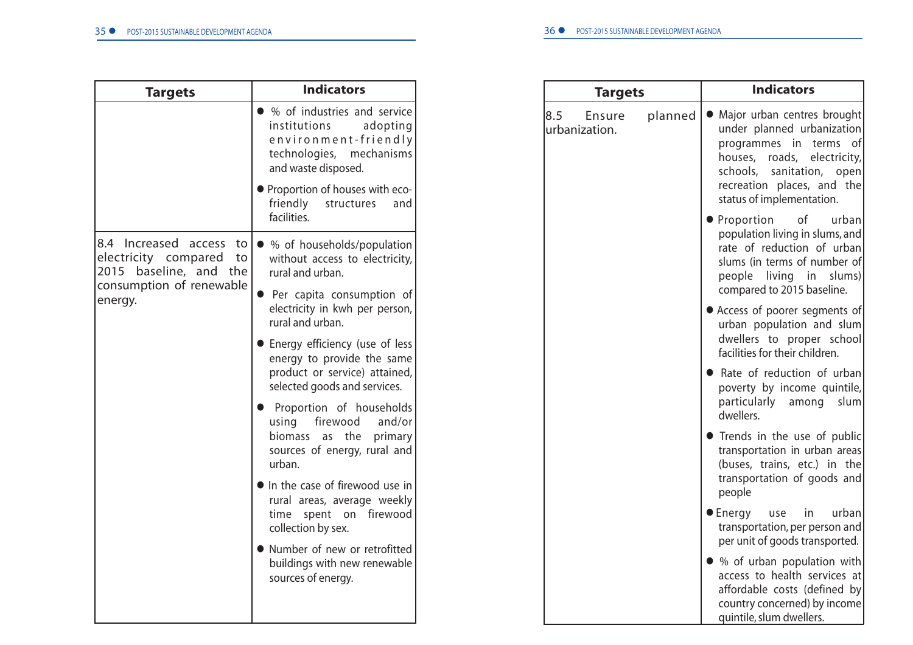| Targets | Indicators |
| --- | --- |
| | • % of industries and service institutions adopting environment-friendly technologies, mechanisms and waste disposed.<br>• Proportion of houses with eco-friendly structures and facilities. |
| 8.4 Increased access to electricity compared to 2015 baseline, and the consumption of renewable energy. | • % of households/population without access to electricity, rural and urban.<br>• Per capita consumption of electricity in kwh per person, rural and urban.<br>• Energy efficiency (use of less energy to provide the same product or service) attained, selected goods and services.<br>• Proportion of households using firewood and/or biomass as the primary sources of energy, rural and urban.<br>• In the case of firewood use in rural areas, average weekly time spent on firewood collection by sex.<br>• Number of new or retrofitted buildings with new renewable sources of energy. |

| Targets | Indicators |
| --- | --- |
| 8.5 Ensure planned urbanization. | • Major urban centres brought under planned urbanization programmes in terms of houses, roads, electricity, schools, sanitation, open recreation places, and the status of implementation.<br>• Proportion of urban population living in slums, and rate of reduction of urban slums (in terms of number of people living in slums) compared to 2015 baseline.<br>• Access of poorer segments of urban population and slum dwellers to proper school facilities for their children.<br>• Rate of reduction of urban poverty by income quintile, particularly among slum dwellers.<br>• Trends in the use of public transportation in urban areas (buses, trains, etc.) in the transportation of goods and people<br>• Energy use in urban transportation, per person and per unit of goods transported.<br>• % of urban population with access to health services at affordable costs (defined by country concerned) by income quintile, slum dwellers. |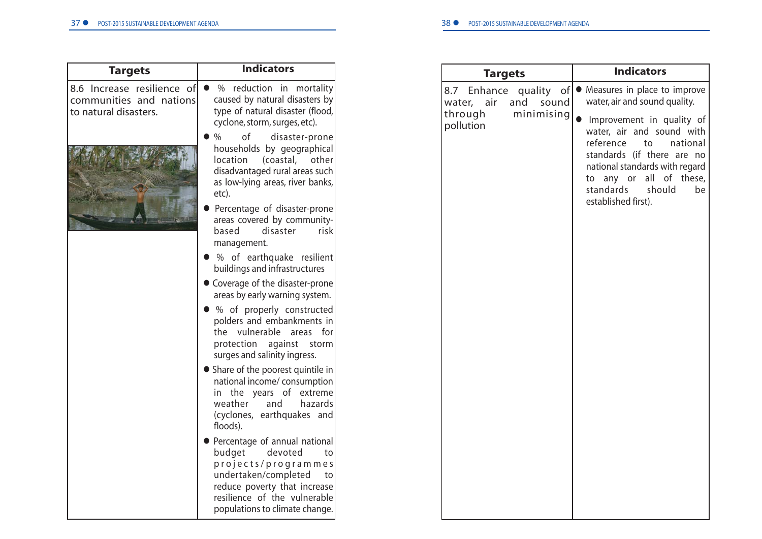| Targets | Indicators |
|---|---|
| 8.6 Increase resilience of communities and nations to natural disasters. | ● % reduction in mortality caused by natural disasters by type of natural disaster (flood, cyclone, storm, surges, etc).<br>● % of disaster-prone households by geographical location (coastal, other disadvantaged rural areas such as low-lying areas, river banks, etc).<br>● Percentage of disaster-prone areas covered by community-based disaster risk management.<br>● % of earthquake resilient buildings and infrastructures<br>● Coverage of the disaster-prone areas by early warning system.<br>● % of properly constructed polders and embankments in the vulnerable areas for protection against storm surges and salinity ingress.<br>● Share of the poorest quintile in national income/ consumption in the years of extreme weather and hazards (cyclones, earthquakes and floods).<br>● Percentage of annual national budget devoted to projects/programmes undertaken/completed to reduce poverty that increase resilience of the vulnerable populations to climate change. |

| Targets | Indicators |
|---|---|
| 8.7 Enhance quality of water, air and sound through minimising pollution | ● Measures in place to improve water, air and sound quality.<br>● Improvement in quality of water, air and sound with reference to national standards (if there are no national standards with regard to any or all of these, standards should be established first). |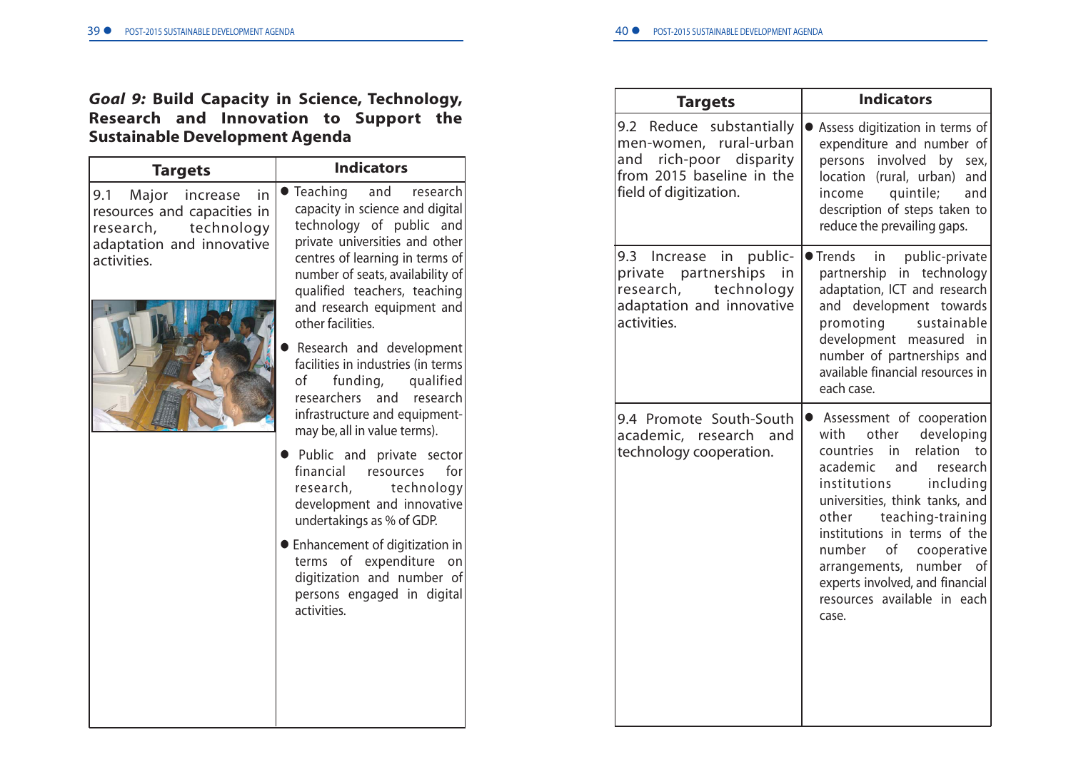***Goal 9:*** **Build Capacity in Science, Technology, Research and Innovation to Support the Sustainable Development Agenda**

| Targets | Indicators |
|---|---|
| 9.1 Major increase in resources and capacities in research, technology adaptation and innovative activities. | ● Teaching and research capacity in science and digital technology of public and private universities and other centres of learning in terms of number of seats, availability of qualified teachers, teaching and research equipment and other facilities.<br>● Research and development facilities in industries (in terms of funding, qualified researchers and research infrastructure and equipment-may be, all in value terms).<br>● Public and private sector financial resources for research, technology development and innovative undertakings as % of GDP.<br>● Enhancement of digitization in terms of expenditure on digitization and number of persons engaged in digital activities. |
| 9.2 Reduce substantially men-women, rural-urban and rich-poor disparity from 2015 baseline in the field of digitization. | ● Assess digitization in terms of expenditure and number of persons involved by sex, location (rural, urban) and income quintile; and description of steps taken to reduce the prevailing gaps. |
| 9.3 Increase in public-private partnerships in research, technology adaptation and innovative activities. | ● Trends in public-private partnership in technology adaptation, ICT and research and development towards promoting sustainable development measured in number of partnerships and available financial resources in each case. |
| 9.4 Promote South-South academic, research and technology cooperation. | ● Assessment of cooperation with other developing countries in relation to academic and research institutions including universities, think tanks, and other teaching-training institutions in terms of the number of cooperative arrangements, number of experts involved, and financial resources available in each case. |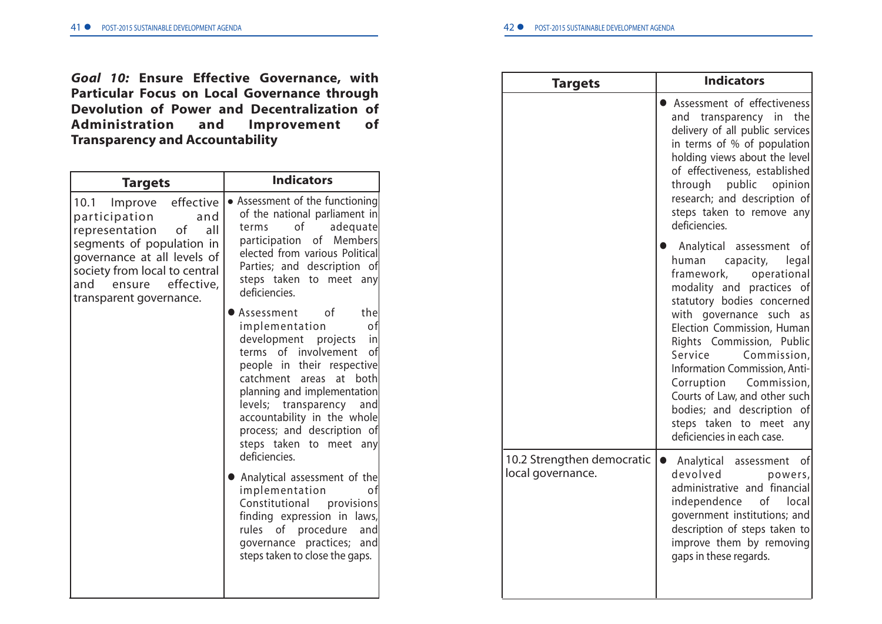***Goal 10:*** **Ensure Effective Governance, with Particular Focus on Local Governance through Devolution of Power and Decentralization of Administration and Improvement of Transparency and Accountability**

| Targets | Indicators |
|---|---|
| 10.1 Improve effective participation and representation of all segments of population in governance at all levels of society from local to central and ensure effective, transparent governance. | • Assessment of the functioning of the national parliament in terms of adequate participation of Members elected from various Political Parties; and description of steps taken to meet any deficiencies. |
| | • Assessment of the implementation of development projects in terms of involvement of people in their respective catchment areas at both planning and implementation levels; transparency and accountability in the whole process; and description of steps taken to meet any deficiencies. |
| | • Analytical assessment of the implementation of Constitutional provisions finding expression in laws, rules of procedure and governance practices; and steps taken to close the gaps. |
| | • Assessment of effectiveness and transparency in the delivery of all public services in terms of % of population holding views about the level of effectiveness, established through public opinion research; and description of steps taken to remove any deficiencies. |
| | • Analytical assessment of human capacity, legal framework, operational modality and practices of statutory bodies concerned with governance such as Election Commission, Human Rights Commission, Public Service Commission, Information Commission, Anti-Corruption Commission, Courts of Law, and other such bodies; and description of steps taken to meet any deficiencies in each case. |
| 10.2 Strengthen democratic local governance. | • Analytical assessment of devolved powers, administrative and financial independence of local government institutions; and description of steps taken to improve them by removing gaps in these regards. |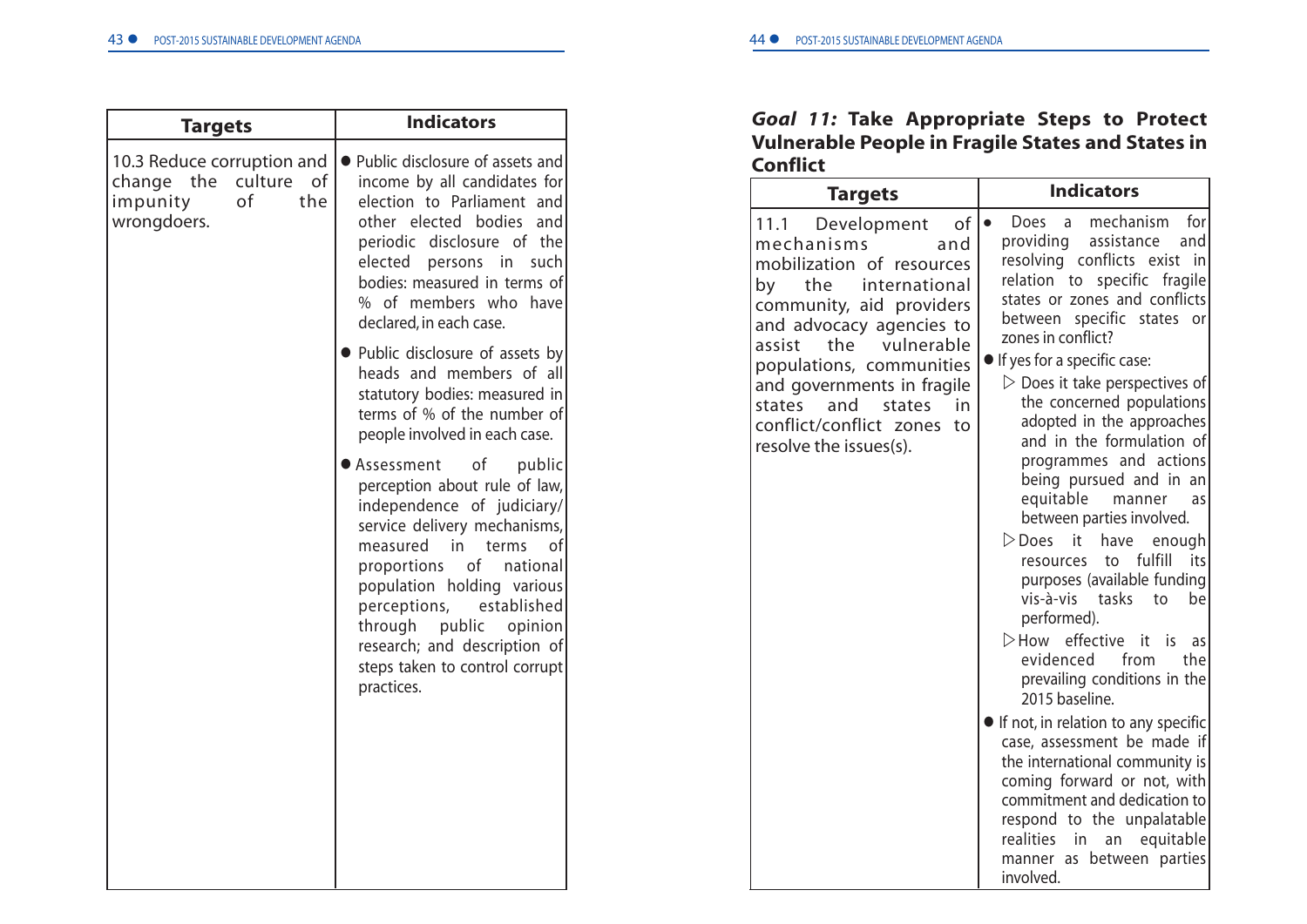| Targets | Indicators |
|---|---|
| 10.3 Reduce corruption and change the culture of impunity of the wrongdoers. | ● Public disclosure of assets and income by all candidates for election to Parliament and other elected bodies and periodic disclosure of the elected persons in such bodies: measured in terms of % of members who have declared, in each case.<br>● Public disclosure of assets by heads and members of all statutory bodies: measured in terms of % of the number of people involved in each case.<br>● Assessment of public perception about rule of law, independence of judiciary/ service delivery mechanisms, measured in terms of proportions of national population holding various perceptions, established through public opinion research; and description of steps taken to control corrupt practices. |

## *Goal 11:* Take Appropriate Steps to Protect Vulnerable People in Fragile States and States in Conflict

| Targets | Indicators |
|---|---|
| 11.1 Development of mechanisms and mobilization of resources by the international community, aid providers and advocacy agencies to assist the vulnerable populations, communities and governments in fragile states and states in conflict/conflict zones to resolve the issues(s). | ● Does a mechanism for providing assistance and resolving conflicts exist in relation to specific fragile states or zones and conflicts between specific states or zones in conflict?<br>● If yes for a specific case:<br>▷ Does it take perspectives of the concerned populations adopted in the approaches and in the formulation of programmes and actions being pursued and in an equitable manner as between parties involved.<br>▷ Does it have enough resources to fulfill its purposes (available funding vis-à-vis tasks to be performed).<br>▷ How effective it is as evidenced from the prevailing conditions in the 2015 baseline.<br>● If not, in relation to any specific case, assessment be made if the international community is coming forward or not, with commitment and dedication to respond to the unpalatable realities in an equitable manner as between parties involved. |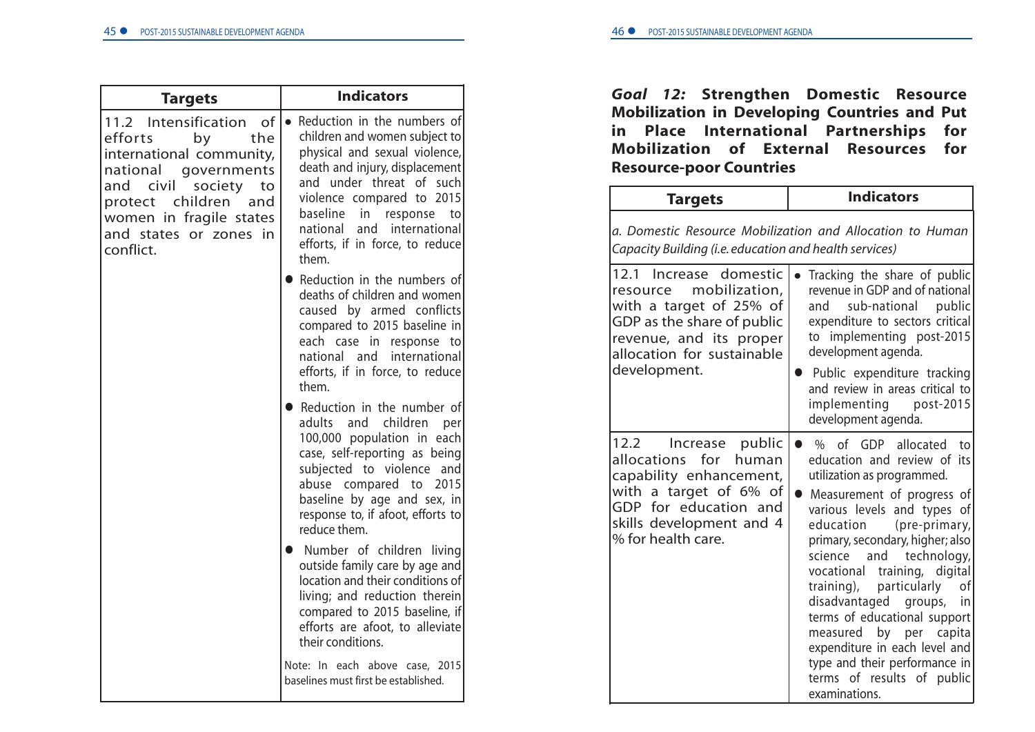| Targets | Indicators |
|---|---|
| 11.2 Intensification of efforts by the international community, national governments and civil society to protect children and women in fragile states and states or zones in conflict. | • Reduction in the numbers of children and women subject to physical and sexual violence, death and injury, displacement and under threat of such violence compared to 2015 baseline in response to national and international efforts, if in force, to reduce them.<br>• Reduction in the numbers of deaths of children and women caused by armed conflicts compared to 2015 baseline in each case in response to national and international efforts, if in force, to reduce them.<br>• Reduction in the number of adults and children per 100,000 population in each case, self-reporting as being subjected to violence and abuse compared to 2015 baseline by age and sex, in response to, if afoot, efforts to reduce them.<br>• Number of children living outside family care by age and location and their conditions of living; and reduction therein compared to 2015 baseline, if efforts are afoot, to alleviate their conditions.<br>Note: In each above case, 2015 baselines must first be established. |

## *Goal 12:* Strengthen Domestic Resource Mobilization in Developing Countries and Put in Place International Partnerships for Mobilization of External Resources for Resource-poor Countries

| Targets | Indicators |
|---|---|
| *a. Domestic Resource Mobilization and Allocation to Human Capacity Building (i.e. education and health services)* | |
| 12.1 Increase domestic resource mobilization, with a target of 25% of GDP as the share of public revenue, and its proper allocation for sustainable development. | • Tracking the share of public revenue in GDP and of national and sub-national public expenditure to sectors critical to implementing post-2015 development agenda.<br>• Public expenditure tracking and review in areas critical to implementing post-2015 development agenda. |
| 12.2 Increase public allocations for human capability enhancement, with a target of 6% of GDP for education and skills development and 4 % for health care. | • % of GDP allocated to education and review of its utilization as programmed.<br>• Measurement of progress of various levels and types of education (pre-primary, primary, secondary, higher; also science and technology, vocational training, digital training), particularly of disadvantaged groups, in terms of educational support measured by per capita expenditure in each level and type and their performance in terms of results of public examinations. |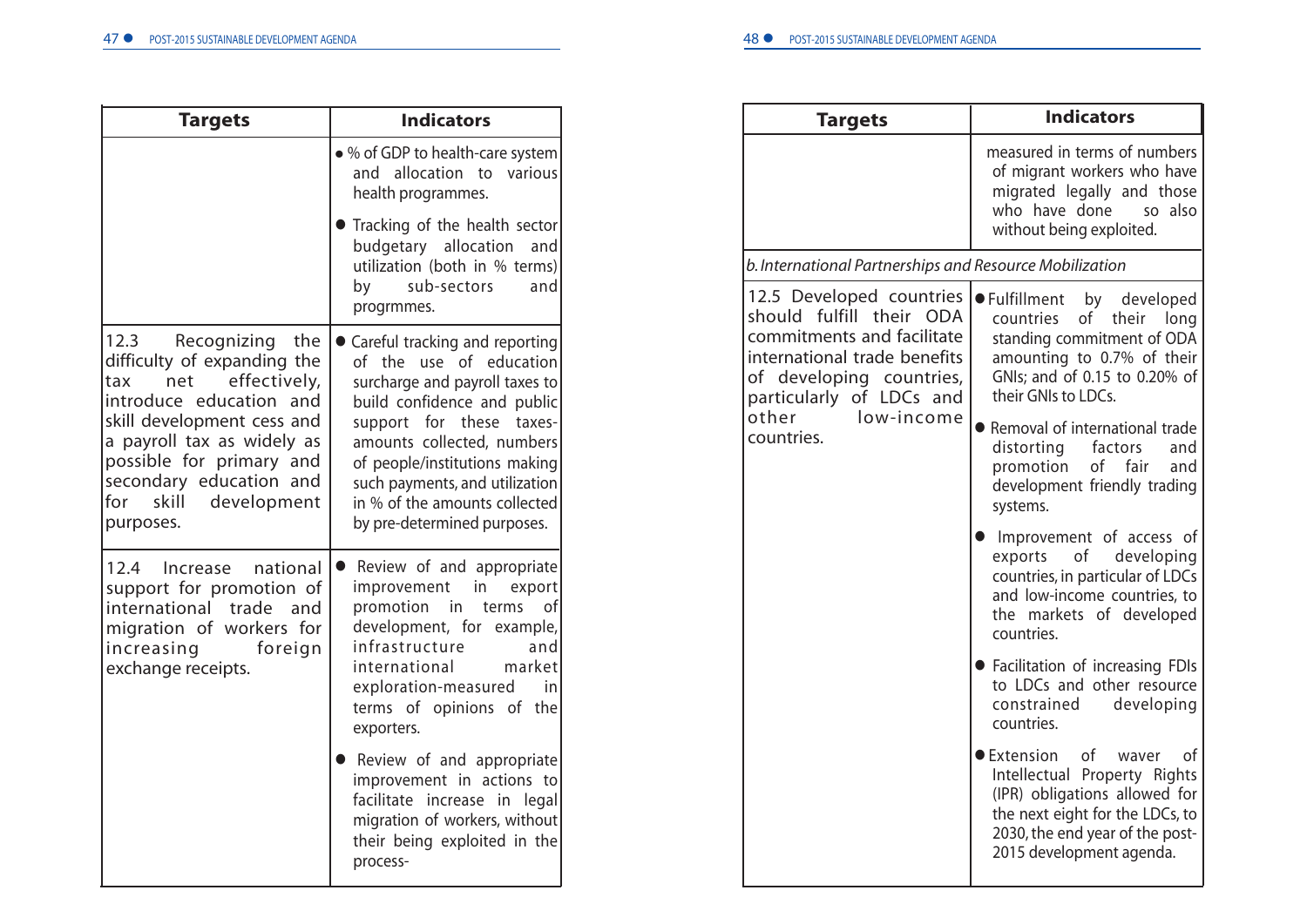| Targets | Indicators |
|---|---|
| | ● % of GDP to health-care system and allocation to various health programmes.<br>● Tracking of the health sector budgetary allocation and utilization (both in % terms) by sub-sectors and progrmmes. |
| 12.3 Recognizing the difficulty of expanding the tax net effectively, introduce education and skill development cess and a payroll tax as widely as possible for primary and secondary education and for skill development purposes. | ● Careful tracking and reporting of the use of education surcharge and payroll taxes to build confidence and public support for these taxes-amounts collected, numbers of people/institutions making such payments, and utilization in % of the amounts collected by pre-determined purposes. |
| 12.4 Increase national support for promotion of international trade and migration of workers for increasing foreign exchange receipts. | ● Review of and appropriate improvement in export promotion in terms of development, for example, infrastructure and international market exploration-measured in terms of opinions of the exporters.<br>● Review of and appropriate improvement in actions to facilitate increase in legal migration of workers, without their being exploited in the process- measured in terms of numbers of migrant workers who have migrated legally and those who have done so also without being exploited. |
| *b. International Partnerships and Resource Mobilization* | |
| 12.5 Developed countries should fulfill their ODA commitments and facilitate international trade benefits of developing countries, particularly of LDCs and other low-income countries. | ● Fulfillment by developed countries of their long standing commitment of ODA amounting to 0.7% of their GNIs; and of 0.15 to 0.20% of their GNIs to LDCs.<br>● Removal of international trade distorting factors and promotion of fair and development friendly trading systems.<br>● Improvement of access of exports of developing countries, in particular of LDCs and low-income countries, to the markets of developed countries.<br>● Facilitation of increasing FDIs to LDCs and other resource constrained developing countries.<br>● Extension of waver of Intellectual Property Rights (IPR) obligations allowed for the next eight for the LDCs, to 2030, the end year of the post-2015 development agenda. |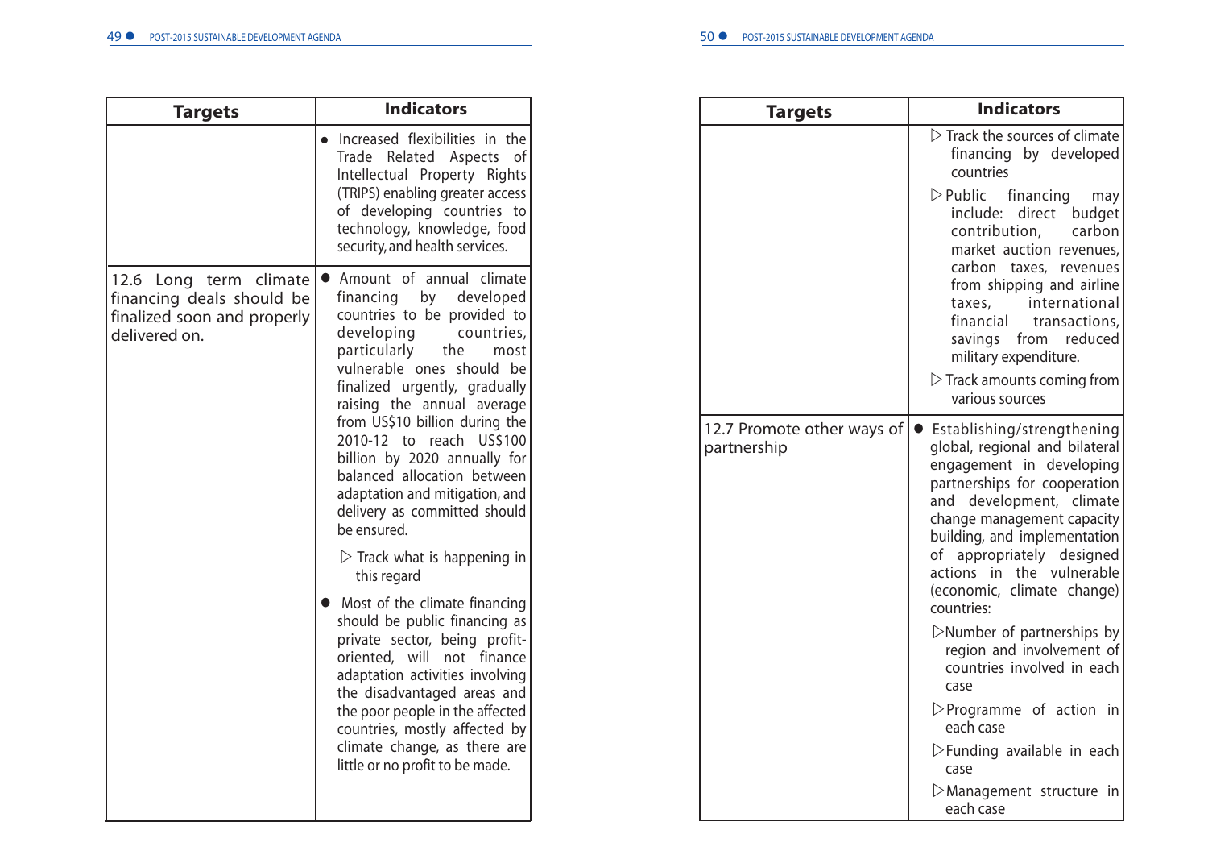| Targets | Indicators |
|---|---|
| | • Increased flexibilities in the Trade Related Aspects of Intellectual Property Rights (TRIPS) enabling greater access of developing countries to technology, knowledge, food security, and health services. |
| 12.6 Long term climate financing deals should be finalized soon and properly delivered on. | • Amount of annual climate financing by developed countries to be provided to developing countries, particularly the most vulnerable ones should be finalized urgently, gradually raising the annual average from US$10 billion during the 2010-12 to reach US$100 billion by 2020 annually for balanced allocation between adaptation and mitigation, and delivery as committed should be ensured.<br>▷ Track what is happening in this regard<br>• Most of the climate financing should be public financing as private sector, being profit-oriented, will not finance adaptation activities involving the disadvantaged areas and the poor people in the affected countries, mostly affected by climate change, as there are little or no profit to be made.<br>▷ Track the sources of climate financing by developed countries<br>▷ Public financing may include: direct budget contribution, carbon market auction revenues, carbon taxes, revenues from shipping and airline taxes, international financial transactions, savings from reduced military expenditure.<br>▷ Track amounts coming from various sources |
| 12.7 Promote other ways of partnership | • Establishing/strengthening global, regional and bilateral engagement in developing partnerships for cooperation and development, climate change management capacity building, and implementation of appropriately designed actions in the vulnerable (economic, climate change) countries:<br>▷ Number of partnerships by region and involvement of countries involved in each case<br>▷ Programme of action in each case<br>▷ Funding available in each case<br>▷ Management structure in each case |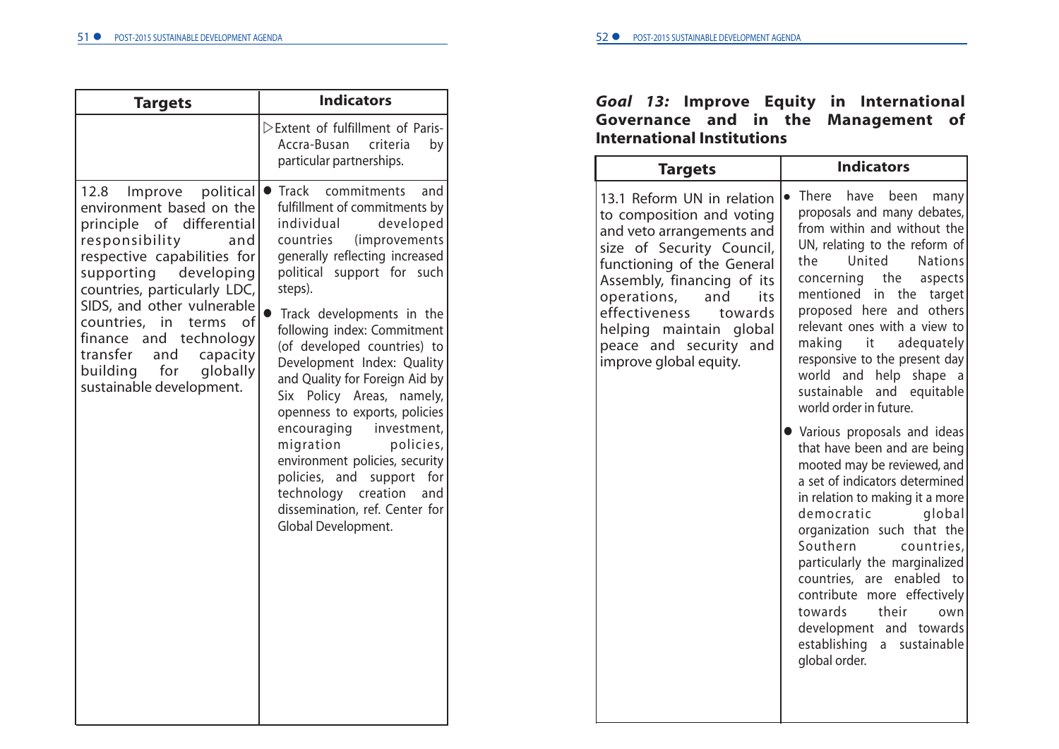| Targets | Indicators |
|---|---|
| | ▷Extent of fulfillment of Paris-Accra-Busan criteria by particular partnerships. |
| 12.8 Improve political environment based on the principle of differential responsibility and respective capabilities for supporting developing countries, particularly LDC, SIDS, and other vulnerable countries, in terms of finance and technology transfer and capacity building for globally sustainable development. | ● Track commitments and fulfillment of commitments by individual developed countries (improvements generally reflecting increased political support for such steps).<br>● Track developments in the following index: Commitment (of developed countries) to Development Index: Quality and Quality for Foreign Aid by Six Policy Areas, namely, openness to exports, policies encouraging investment, migration policies, environment policies, security policies, and support for technology creation and dissemination, ref. Center for Global Development. |

## *Goal 13:* Improve Equity in International Governance and in the Management of International Institutions

| Targets | Indicators |
|---|---|
| 13.1 Reform UN in relation to composition and voting and veto arrangements and size of Security Council, functioning of the General Assembly, financing of its operations, and its effectiveness towards helping maintain global peace and security and improve global equity. | ● There have been many proposals and many debates, from within and without the UN, relating to the reform of the United Nations concerning the aspects mentioned in the target proposed here and others relevant ones with a view to making it adequately responsive to the present day world and help shape a sustainable and equitable world order in future.<br>● Various proposals and ideas that have been and are being mooted may be reviewed, and a set of indicators determined in relation to making it a more democratic global organization such that the Southern countries, particularly the marginalized countries, are enabled to contribute more effectively towards their own development and towards establishing a sustainable global order. |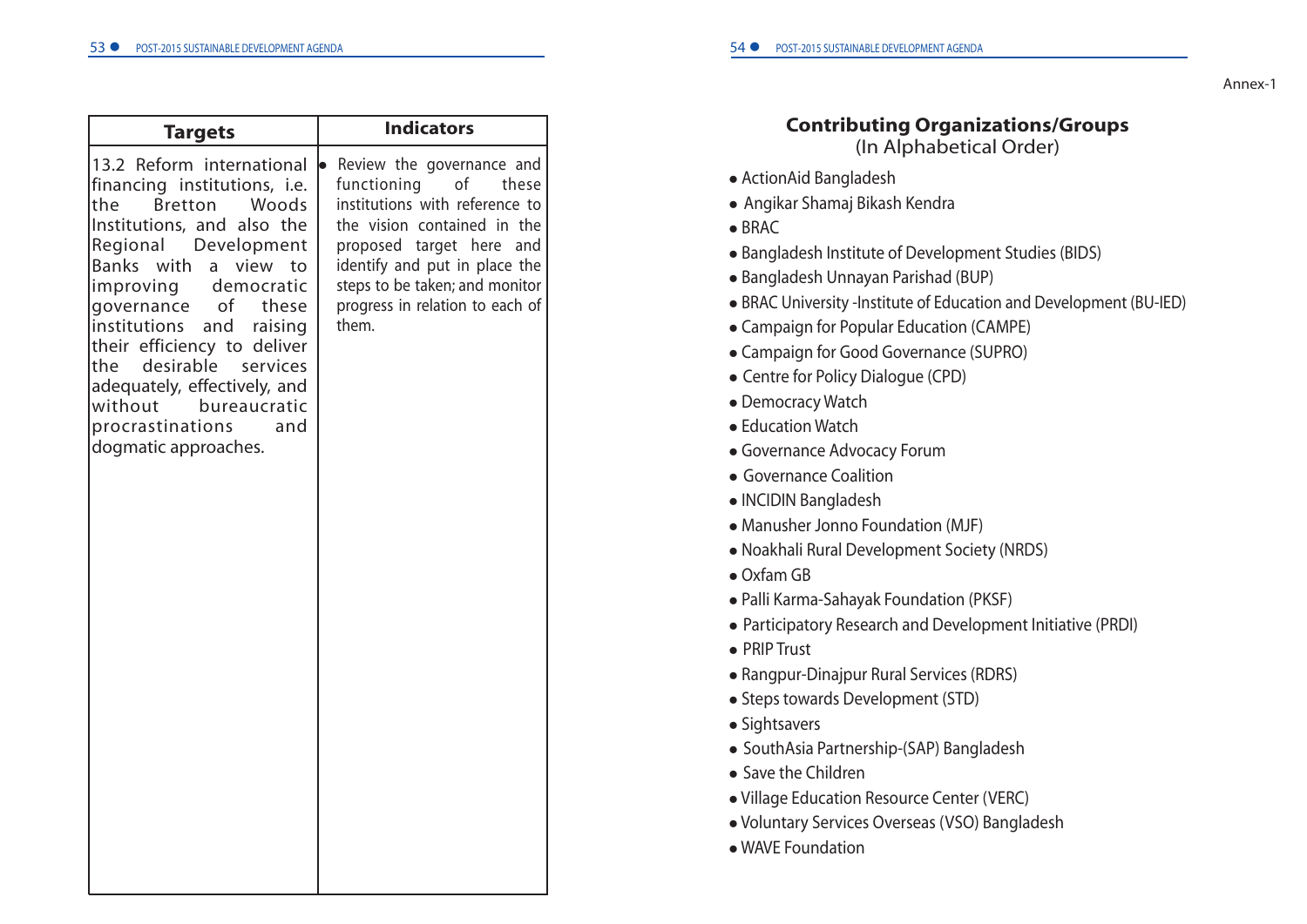| Targets | Indicators |
|---|---|
| 13.2 Reform international financing institutions, i.e. the Bretton Woods Institutions, and also the Regional Development Banks with a view to improving democratic governance of these institutions and raising their efficiency to deliver the desirable services adequately, effectively, and without bureaucratic procrastinations and dogmatic approaches. | • Review the governance and functioning of these institutions with reference to the vision contained in the proposed target here and identify and put in place the steps to be taken; and monitor progress in relation to each of them. |

Annex-1

## Contributing Organizations/Groups

(In Alphabetical Order)

- ActionAid Bangladesh
- Angikar Shamaj Bikash Kendra
- BRAC
- Bangladesh Institute of Development Studies (BIDS)
- Bangladesh Unnayan Parishad (BUP)
- BRAC University -Institute of Education and Development (BU-IED)
- Campaign for Popular Education (CAMPE)
- Campaign for Good Governance (SUPRO)
- Centre for Policy Dialogue (CPD)
- Democracy Watch
- Education Watch
- Governance Advocacy Forum
- Governance Coalition
- INCIDIN Bangladesh
- Manusher Jonno Foundation (MJF)
- Noakhali Rural Development Society (NRDS)
- Oxfam GB
- Palli Karma-Sahayak Foundation (PKSF)
- Participatory Research and Development Initiative (PRDI)
- PRIP Trust
- Rangpur-Dinajpur Rural Services (RDRS)
- Steps towards Development (STD)
- Sightsavers
- SouthAsia Partnership-(SAP) Bangladesh
- Save the Children
- Village Education Resource Center (VERC)
- Voluntary Services Overseas (VSO) Bangladesh
- WAVE Foundation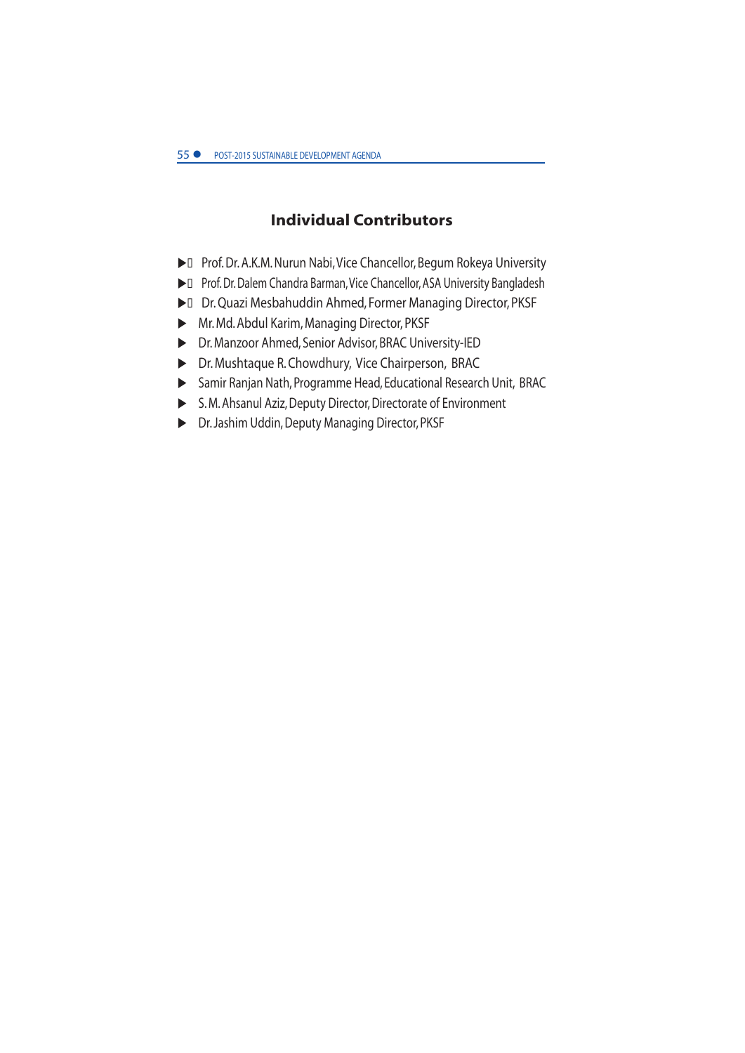## Individual Contributors

- Prof. Dr. A.K.M. Nurun Nabi, Vice Chancellor, Begum Rokeya University
- Prof. Dr. Dalem Chandra Barman, Vice Chancellor, ASA University Bangladesh
- Dr. Quazi Mesbahuddin Ahmed, Former Managing Director, PKSF
- Mr. Md. Abdul Karim, Managing Director, PKSF
- Dr. Manzoor Ahmed, Senior Advisor, BRAC University-IED
- Dr. Mushtaque R. Chowdhury, Vice Chairperson, BRAC
- Samir Ranjan Nath, Programme Head, Educational Research Unit, BRAC
- S. M. Ahsanul Aziz, Deputy Director, Directorate of Environment
- Dr. Jashim Uddin, Deputy Managing Director, PKSF